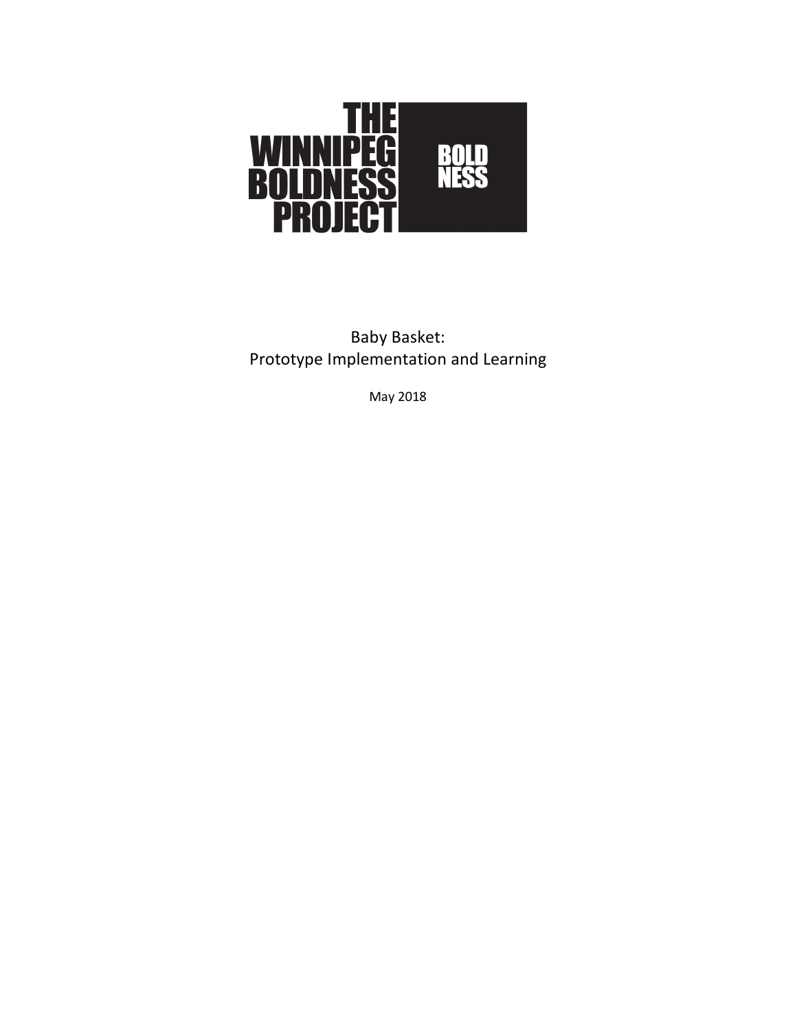THE WINNIPEG BOLDNESS PROJECT

BOLD NESS

# Baby Basket: Prototype Implementation and Learning

May 2018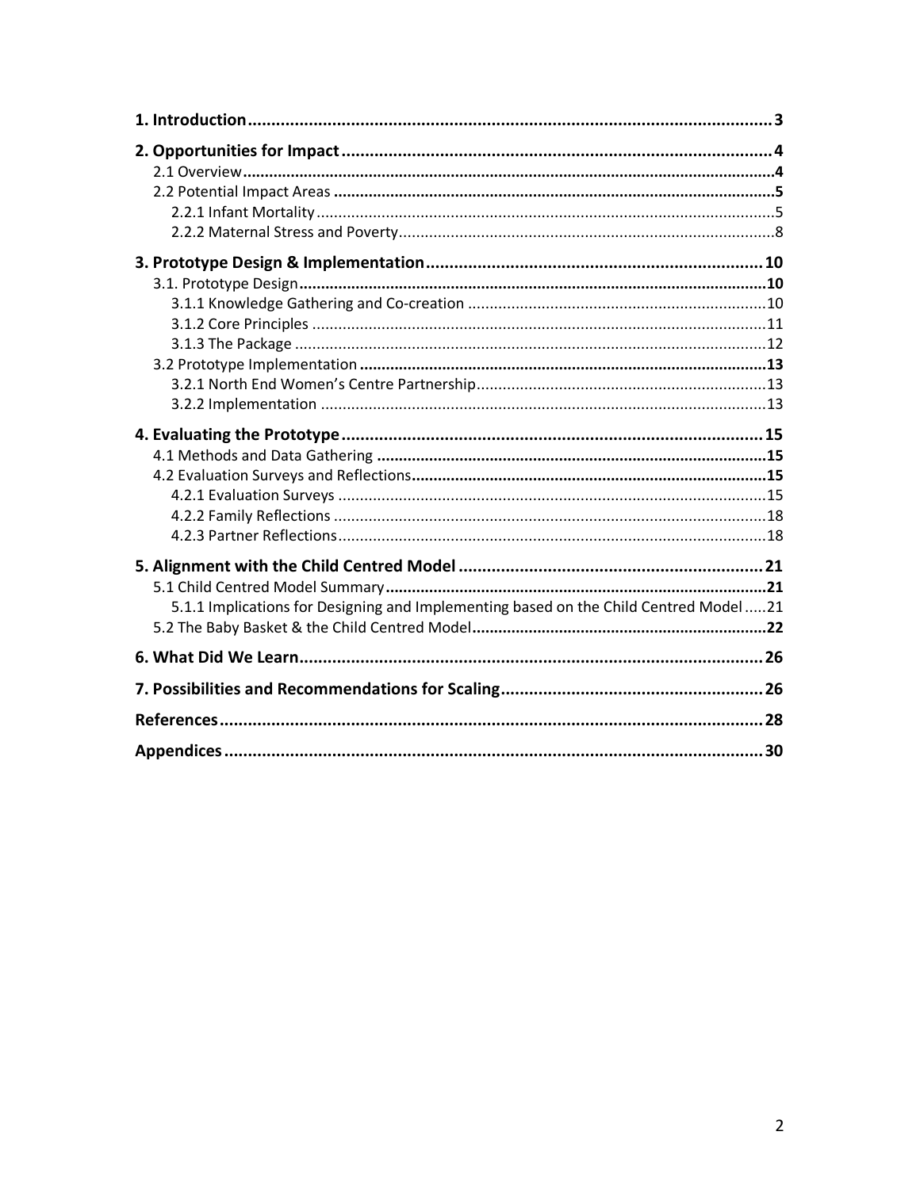**1. Introduction** ........ 3

**2. Opportunities for Impact** ........ 4

- **2.1 Overview** ........ 4
- **2.2 Potential Impact Areas** ........ 5
  - 2.2.1 Infant Mortality ........ 5
  - 2.2.2 Maternal Stress and Poverty ........ 8

**3. Prototype Design & Implementation** ........ 10

- **3.1. Prototype Design** ........ 10
  - 3.1.1 Knowledge Gathering and Co-creation ........ 10
  - 3.1.2 Core Principles ........ 11
  - 3.1.3 The Package ........ 12
- **3.2 Prototype Implementation** ........ 13
  - 3.2.1 North End Women's Centre Partnership ........ 13
  - 3.2.2 Implementation ........ 13

**4. Evaluating the Prototype** ........ 15

- **4.1 Methods and Data Gathering** ........ 15
- **4.2 Evaluation Surveys and Reflections** ........ 15
  - 4.2.1 Evaluation Surveys ........ 15
  - 4.2.2 Family Reflections ........ 18
  - 4.2.3 Partner Reflections ........ 18

**5. Alignment with the Child Centred Model** ........ 21

- **5.1 Child Centred Model Summary** ........ 21
  - 5.1.1 Implications for Designing and Implementing based on the Child Centred Model ........ 21
- **5.2 The Baby Basket & the Child Centred Model** ........ 22

**6. What Did We Learn** ........ 26

**7. Possibilities and Recommendations for Scaling** ........ 26

**References** ........ 28

**Appendices** ........ 30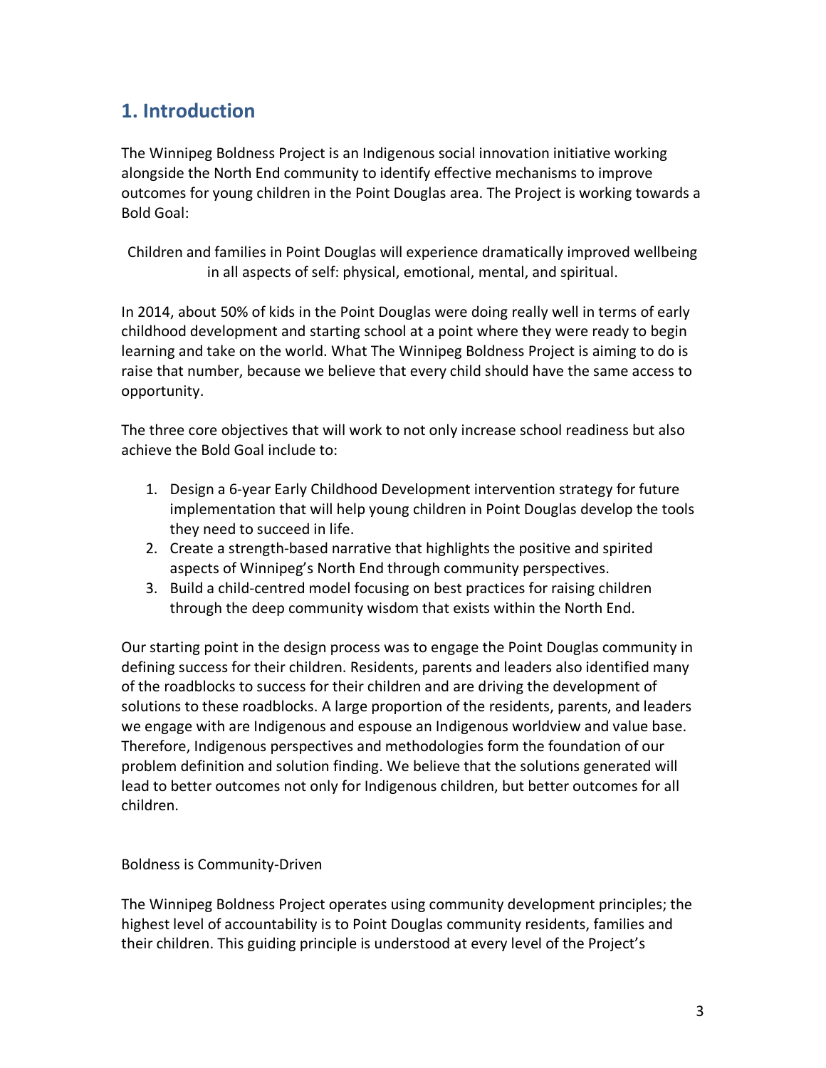## 1. Introduction

The Winnipeg Boldness Project is an Indigenous social innovation initiative working alongside the North End community to identify effective mechanisms to improve outcomes for young children in the Point Douglas area. The Project is working towards a Bold Goal:

Children and families in Point Douglas will experience dramatically improved wellbeing in all aspects of self: physical, emotional, mental, and spiritual.

In 2014, about 50% of kids in the Point Douglas were doing really well in terms of early childhood development and starting school at a point where they were ready to begin learning and take on the world. What The Winnipeg Boldness Project is aiming to do is raise that number, because we believe that every child should have the same access to opportunity.

The three core objectives that will work to not only increase school readiness but also achieve the Bold Goal include to:

1. Design a 6-year Early Childhood Development intervention strategy for future implementation that will help young children in Point Douglas develop the tools they need to succeed in life.
2. Create a strength-based narrative that highlights the positive and spirited aspects of Winnipeg's North End through community perspectives.
3. Build a child-centred model focusing on best practices for raising children through the deep community wisdom that exists within the North End.

Our starting point in the design process was to engage the Point Douglas community in defining success for their children. Residents, parents and leaders also identified many of the roadblocks to success for their children and are driving the development of solutions to these roadblocks. A large proportion of the residents, parents, and leaders we engage with are Indigenous and espouse an Indigenous worldview and value base. Therefore, Indigenous perspectives and methodologies form the foundation of our problem definition and solution finding. We believe that the solutions generated will lead to better outcomes not only for Indigenous children, but better outcomes for all children.

Boldness is Community-Driven

The Winnipeg Boldness Project operates using community development principles; the highest level of accountability is to Point Douglas community residents, families and their children. This guiding principle is understood at every level of the Project's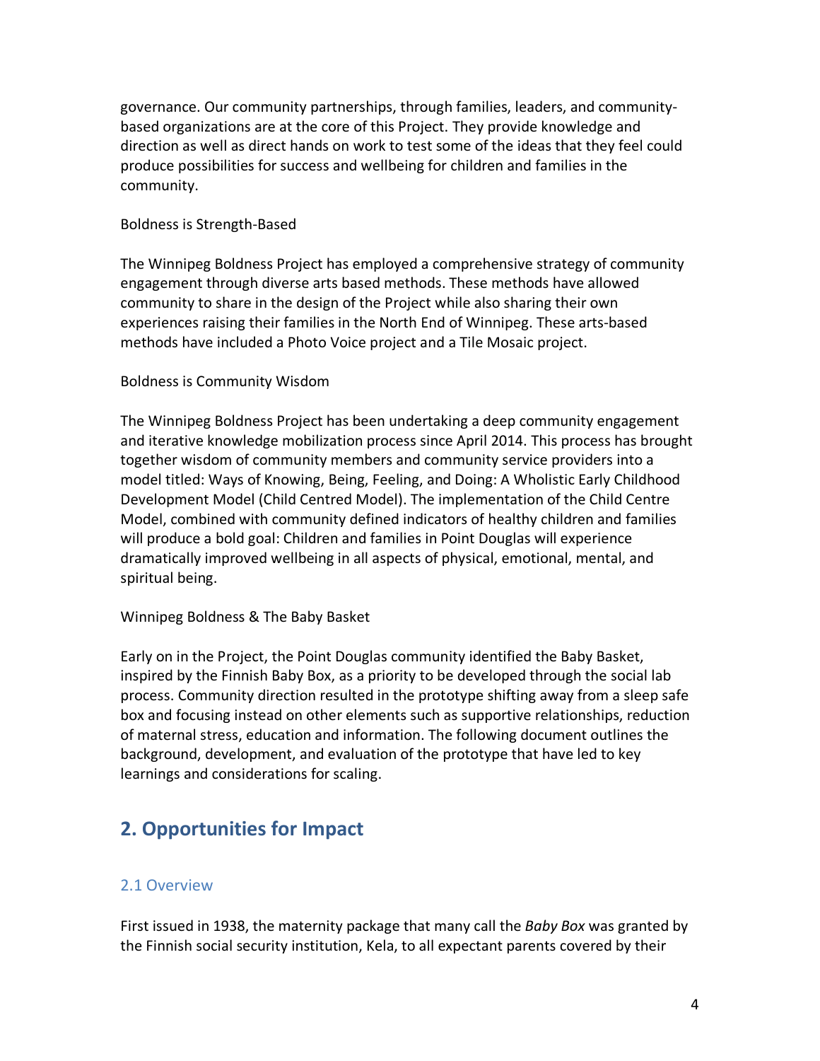governance. Our community partnerships, through families, leaders, and community-based organizations are at the core of this Project. They provide knowledge and direction as well as direct hands on work to test some of the ideas that they feel could produce possibilities for success and wellbeing for children and families in the community.

Boldness is Strength-Based

The Winnipeg Boldness Project has employed a comprehensive strategy of community engagement through diverse arts based methods. These methods have allowed community to share in the design of the Project while also sharing their own experiences raising their families in the North End of Winnipeg. These arts-based methods have included a Photo Voice project and a Tile Mosaic project.

Boldness is Community Wisdom

The Winnipeg Boldness Project has been undertaking a deep community engagement and iterative knowledge mobilization process since April 2014. This process has brought together wisdom of community members and community service providers into a model titled: Ways of Knowing, Being, Feeling, and Doing: A Wholistic Early Childhood Development Model (Child Centred Model). The implementation of the Child Centre Model, combined with community defined indicators of healthy children and families will produce a bold goal: Children and families in Point Douglas will experience dramatically improved wellbeing in all aspects of physical, emotional, mental, and spiritual being.

Winnipeg Boldness & The Baby Basket

Early on in the Project, the Point Douglas community identified the Baby Basket, inspired by the Finnish Baby Box, as a priority to be developed through the social lab process. Community direction resulted in the prototype shifting away from a sleep safe box and focusing instead on other elements such as supportive relationships, reduction of maternal stress, education and information. The following document outlines the background, development, and evaluation of the prototype that have led to key learnings and considerations for scaling.

## 2. Opportunities for Impact

### 2.1 Overview

First issued in 1938, the maternity package that many call the *Baby Box* was granted by the Finnish social security institution, Kela, to all expectant parents covered by their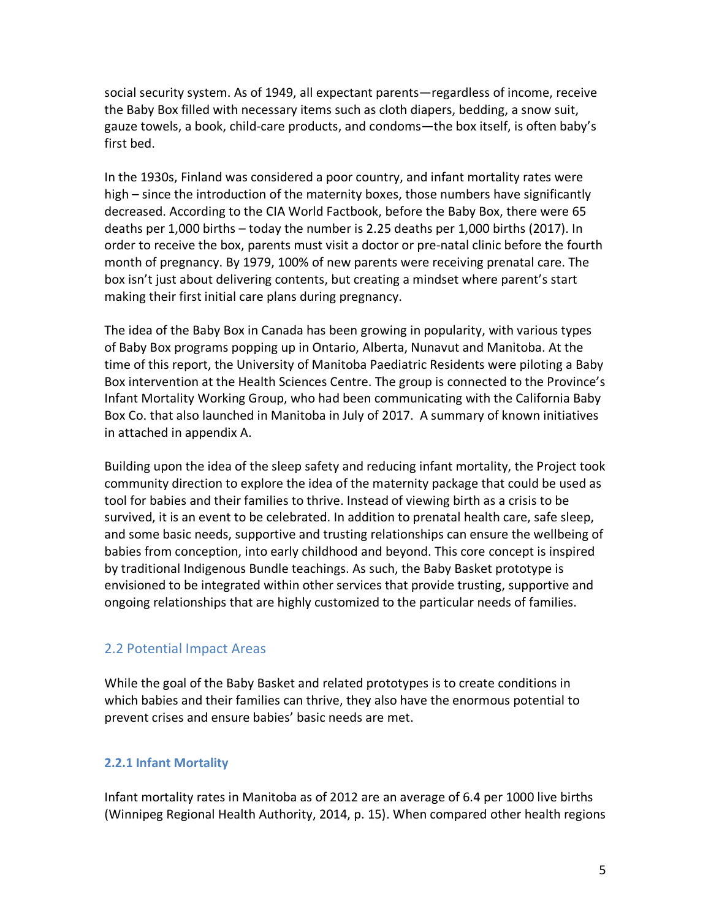social security system. As of 1949, all expectant parents—regardless of income, receive the Baby Box filled with necessary items such as cloth diapers, bedding, a snow suit, gauze towels, a book, child-care products, and condoms—the box itself, is often baby's first bed.

In the 1930s, Finland was considered a poor country, and infant mortality rates were high – since the introduction of the maternity boxes, those numbers have significantly decreased. According to the CIA World Factbook, before the Baby Box, there were 65 deaths per 1,000 births – today the number is 2.25 deaths per 1,000 births (2017). In order to receive the box, parents must visit a doctor or pre-natal clinic before the fourth month of pregnancy. By 1979, 100% of new parents were receiving prenatal care. The box isn't just about delivering contents, but creating a mindset where parent's start making their first initial care plans during pregnancy.

The idea of the Baby Box in Canada has been growing in popularity, with various types of Baby Box programs popping up in Ontario, Alberta, Nunavut and Manitoba. At the time of this report, the University of Manitoba Paediatric Residents were piloting a Baby Box intervention at the Health Sciences Centre. The group is connected to the Province's Infant Mortality Working Group, who had been communicating with the California Baby Box Co. that also launched in Manitoba in July of 2017. A summary of known initiatives in attached in appendix A.

Building upon the idea of the sleep safety and reducing infant mortality, the Project took community direction to explore the idea of the maternity package that could be used as tool for babies and their families to thrive. Instead of viewing birth as a crisis to be survived, it is an event to be celebrated. In addition to prenatal health care, safe sleep, and some basic needs, supportive and trusting relationships can ensure the wellbeing of babies from conception, into early childhood and beyond. This core concept is inspired by traditional Indigenous Bundle teachings. As such, the Baby Basket prototype is envisioned to be integrated within other services that provide trusting, supportive and ongoing relationships that are highly customized to the particular needs of families.

## 2.2 Potential Impact Areas

While the goal of the Baby Basket and related prototypes is to create conditions in which babies and their families can thrive, they also have the enormous potential to prevent crises and ensure babies' basic needs are met.

### 2.2.1 Infant Mortality

Infant mortality rates in Manitoba as of 2012 are an average of 6.4 per 1000 live births (Winnipeg Regional Health Authority, 2014, p. 15). When compared other health regions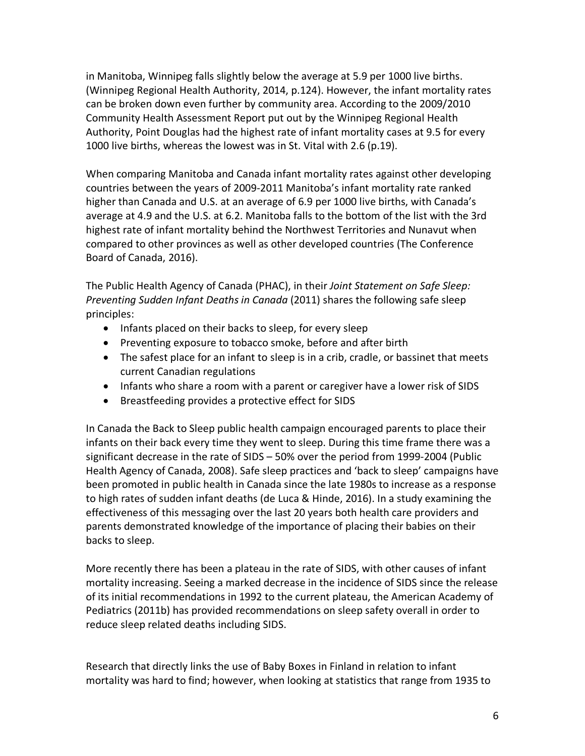in Manitoba, Winnipeg falls slightly below the average at 5.9 per 1000 live births. (Winnipeg Regional Health Authority, 2014, p.124). However, the infant mortality rates can be broken down even further by community area. According to the 2009/2010 Community Health Assessment Report put out by the Winnipeg Regional Health Authority, Point Douglas had the highest rate of infant mortality cases at 9.5 for every 1000 live births, whereas the lowest was in St. Vital with 2.6 (p.19).

When comparing Manitoba and Canada infant mortality rates against other developing countries between the years of 2009-2011 Manitoba's infant mortality rate ranked higher than Canada and U.S. at an average of 6.9 per 1000 live births, with Canada's average at 4.9 and the U.S. at 6.2. Manitoba falls to the bottom of the list with the 3rd highest rate of infant mortality behind the Northwest Territories and Nunavut when compared to other provinces as well as other developed countries (The Conference Board of Canada, 2016).

The Public Health Agency of Canada (PHAC), in their *Joint Statement on Safe Sleep: Preventing Sudden Infant Deaths in Canada* (2011) shares the following safe sleep principles:

- Infants placed on their backs to sleep, for every sleep
- Preventing exposure to tobacco smoke, before and after birth
- The safest place for an infant to sleep is in a crib, cradle, or bassinet that meets current Canadian regulations
- Infants who share a room with a parent or caregiver have a lower risk of SIDS
- Breastfeeding provides a protective effect for SIDS

In Canada the Back to Sleep public health campaign encouraged parents to place their infants on their back every time they went to sleep. During this time frame there was a significant decrease in the rate of SIDS – 50% over the period from 1999-2004 (Public Health Agency of Canada, 2008). Safe sleep practices and 'back to sleep' campaigns have been promoted in public health in Canada since the late 1980s to increase as a response to high rates of sudden infant deaths (de Luca & Hinde, 2016). In a study examining the effectiveness of this messaging over the last 20 years both health care providers and parents demonstrated knowledge of the importance of placing their babies on their backs to sleep.

More recently there has been a plateau in the rate of SIDS, with other causes of infant mortality increasing. Seeing a marked decrease in the incidence of SIDS since the release of its initial recommendations in 1992 to the current plateau, the American Academy of Pediatrics (2011b) has provided recommendations on sleep safety overall in order to reduce sleep related deaths including SIDS.

Research that directly links the use of Baby Boxes in Finland in relation to infant mortality was hard to find; however, when looking at statistics that range from 1935 to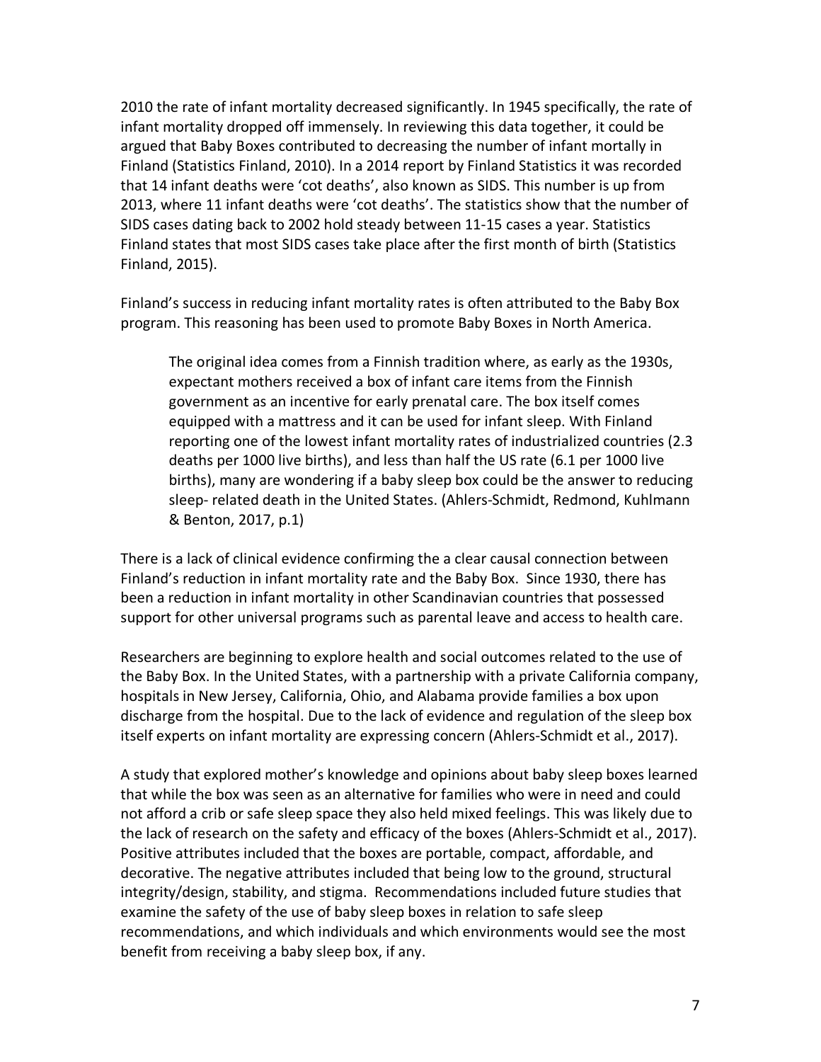2010 the rate of infant mortality decreased significantly. In 1945 specifically, the rate of infant mortality dropped off immensely. In reviewing this data together, it could be argued that Baby Boxes contributed to decreasing the number of infant mortally in Finland (Statistics Finland, 2010). In a 2014 report by Finland Statistics it was recorded that 14 infant deaths were 'cot deaths', also known as SIDS. This number is up from 2013, where 11 infant deaths were 'cot deaths'. The statistics show that the number of SIDS cases dating back to 2002 hold steady between 11-15 cases a year. Statistics Finland states that most SIDS cases take place after the first month of birth (Statistics Finland, 2015).

Finland's success in reducing infant mortality rates is often attributed to the Baby Box program. This reasoning has been used to promote Baby Boxes in North America.

> The original idea comes from a Finnish tradition where, as early as the 1930s, expectant mothers received a box of infant care items from the Finnish government as an incentive for early prenatal care. The box itself comes equipped with a mattress and it can be used for infant sleep. With Finland reporting one of the lowest infant mortality rates of industrialized countries (2.3 deaths per 1000 live births), and less than half the US rate (6.1 per 1000 live births), many are wondering if a baby sleep box could be the answer to reducing sleep- related death in the United States. (Ahlers-Schmidt, Redmond, Kuhlmann & Benton, 2017, p.1)

There is a lack of clinical evidence confirming the a clear causal connection between Finland's reduction in infant mortality rate and the Baby Box. Since 1930, there has been a reduction in infant mortality in other Scandinavian countries that possessed support for other universal programs such as parental leave and access to health care.

Researchers are beginning to explore health and social outcomes related to the use of the Baby Box. In the United States, with a partnership with a private California company, hospitals in New Jersey, California, Ohio, and Alabama provide families a box upon discharge from the hospital. Due to the lack of evidence and regulation of the sleep box itself experts on infant mortality are expressing concern (Ahlers-Schmidt et al., 2017).

A study that explored mother's knowledge and opinions about baby sleep boxes learned that while the box was seen as an alternative for families who were in need and could not afford a crib or safe sleep space they also held mixed feelings. This was likely due to the lack of research on the safety and efficacy of the boxes (Ahlers-Schmidt et al., 2017). Positive attributes included that the boxes are portable, compact, affordable, and decorative. The negative attributes included that being low to the ground, structural integrity/design, stability, and stigma. Recommendations included future studies that examine the safety of the use of baby sleep boxes in relation to safe sleep recommendations, and which individuals and which environments would see the most benefit from receiving a baby sleep box, if any.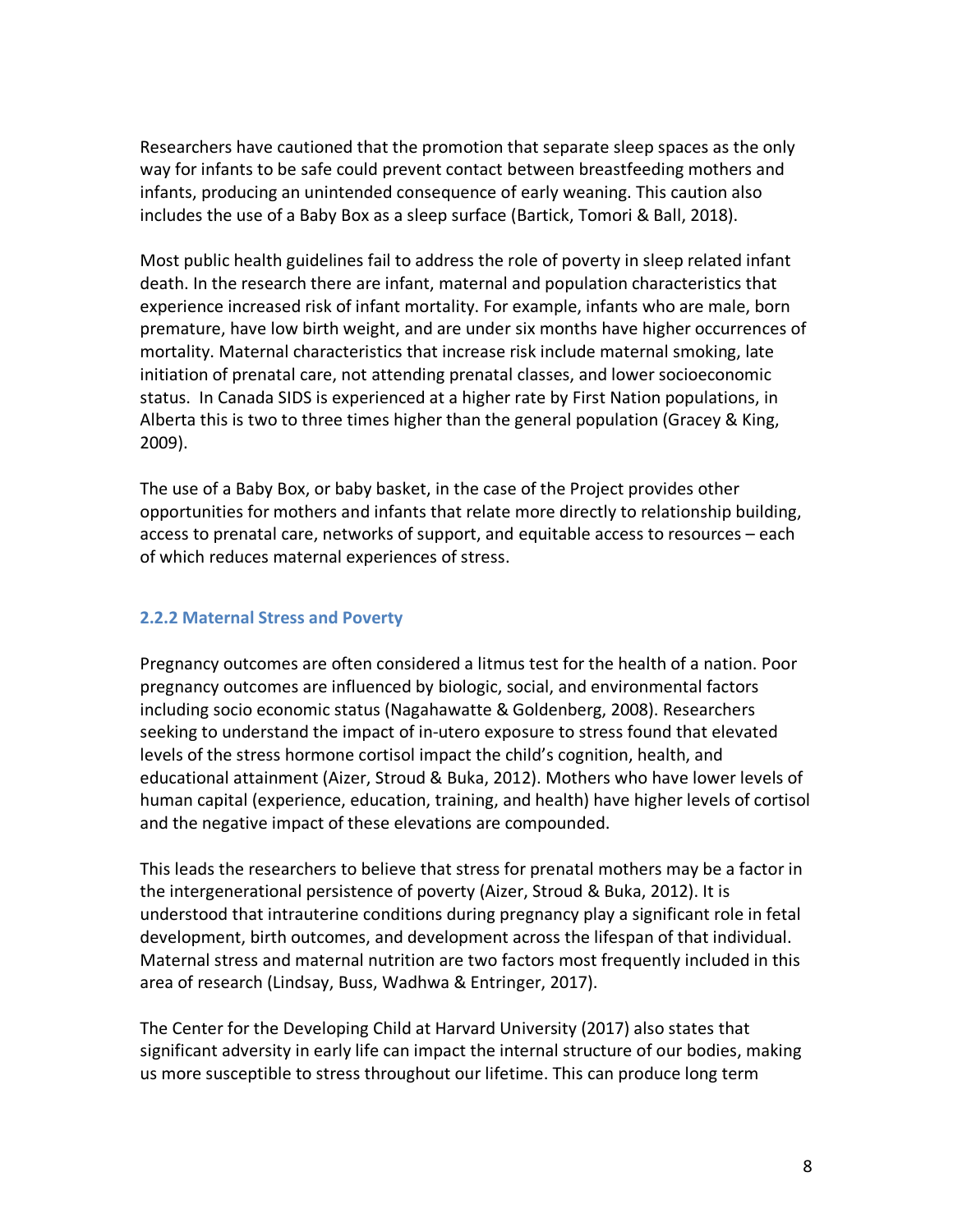Researchers have cautioned that the promotion that separate sleep spaces as the only way for infants to be safe could prevent contact between breastfeeding mothers and infants, producing an unintended consequence of early weaning. This caution also includes the use of a Baby Box as a sleep surface (Bartick, Tomori & Ball, 2018).

Most public health guidelines fail to address the role of poverty in sleep related infant death. In the research there are infant, maternal and population characteristics that experience increased risk of infant mortality. For example, infants who are male, born premature, have low birth weight, and are under six months have higher occurrences of mortality. Maternal characteristics that increase risk include maternal smoking, late initiation of prenatal care, not attending prenatal classes, and lower socioeconomic status. In Canada SIDS is experienced at a higher rate by First Nation populations, in Alberta this is two to three times higher than the general population (Gracey & King, 2009).

The use of a Baby Box, or baby basket, in the case of the Project provides other opportunities for mothers and infants that relate more directly to relationship building, access to prenatal care, networks of support, and equitable access to resources – each of which reduces maternal experiences of stress.

### 2.2.2 Maternal Stress and Poverty

Pregnancy outcomes are often considered a litmus test for the health of a nation. Poor pregnancy outcomes are influenced by biologic, social, and environmental factors including socio economic status (Nagahawatte & Goldenberg, 2008). Researchers seeking to understand the impact of in-utero exposure to stress found that elevated levels of the stress hormone cortisol impact the child's cognition, health, and educational attainment (Aizer, Stroud & Buka, 2012). Mothers who have lower levels of human capital (experience, education, training, and health) have higher levels of cortisol and the negative impact of these elevations are compounded.

This leads the researchers to believe that stress for prenatal mothers may be a factor in the intergenerational persistence of poverty (Aizer, Stroud & Buka, 2012). It is understood that intrauterine conditions during pregnancy play a significant role in fetal development, birth outcomes, and development across the lifespan of that individual. Maternal stress and maternal nutrition are two factors most frequently included in this area of research (Lindsay, Buss, Wadhwa & Entringer, 2017).

The Center for the Developing Child at Harvard University (2017) also states that significant adversity in early life can impact the internal structure of our bodies, making us more susceptible to stress throughout our lifetime. This can produce long term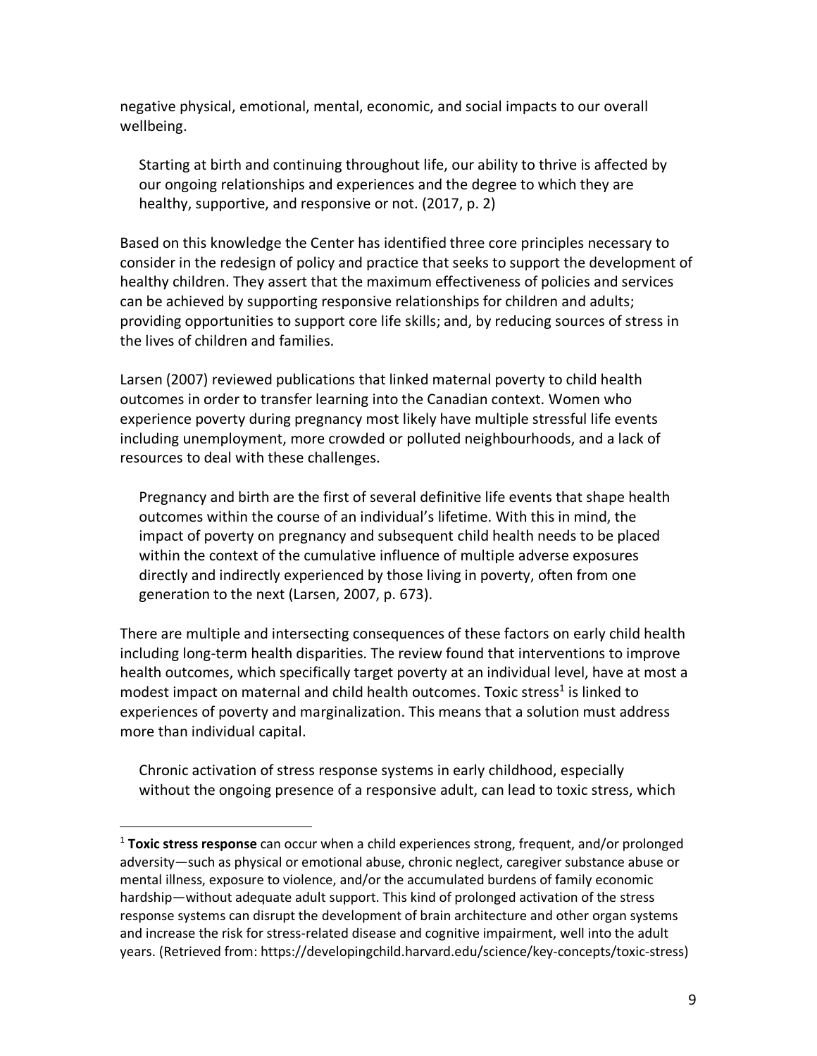negative physical, emotional, mental, economic, and social impacts to our overall wellbeing.

> Starting at birth and continuing throughout life, our ability to thrive is affected by our ongoing relationships and experiences and the degree to which they are healthy, supportive, and responsive or not. (2017, p. 2)

Based on this knowledge the Center has identified three core principles necessary to consider in the redesign of policy and practice that seeks to support the development of healthy children. They assert that the maximum effectiveness of policies and services can be achieved by supporting responsive relationships for children and adults; providing opportunities to support core life skills; and, by reducing sources of stress in the lives of children and families.

Larsen (2007) reviewed publications that linked maternal poverty to child health outcomes in order to transfer learning into the Canadian context. Women who experience poverty during pregnancy most likely have multiple stressful life events including unemployment, more crowded or polluted neighbourhoods, and a lack of resources to deal with these challenges.

> Pregnancy and birth are the first of several definitive life events that shape health outcomes within the course of an individual's lifetime. With this in mind, the impact of poverty on pregnancy and subsequent child health needs to be placed within the context of the cumulative influence of multiple adverse exposures directly and indirectly experienced by those living in poverty, often from one generation to the next (Larsen, 2007, p. 673).

There are multiple and intersecting consequences of these factors on early child health including long-term health disparities. The review found that interventions to improve health outcomes, which specifically target poverty at an individual level, have at most a modest impact on maternal and child health outcomes. Toxic stress[1] is linked to experiences of poverty and marginalization. This means that a solution must address more than individual capital.

> Chronic activation of stress response systems in early childhood, especially without the ongoing presence of a responsive adult, can lead to toxic stress, which

[1] **Toxic stress response** can occur when a child experiences strong, frequent, and/or prolonged adversity—such as physical or emotional abuse, chronic neglect, caregiver substance abuse or mental illness, exposure to violence, and/or the accumulated burdens of family economic hardship—without adequate adult support. This kind of prolonged activation of the stress response systems can disrupt the development of brain architecture and other organ systems and increase the risk for stress-related disease and cognitive impairment, well into the adult years. (Retrieved from: https://developingchild.harvard.edu/science/key-concepts/toxic-stress)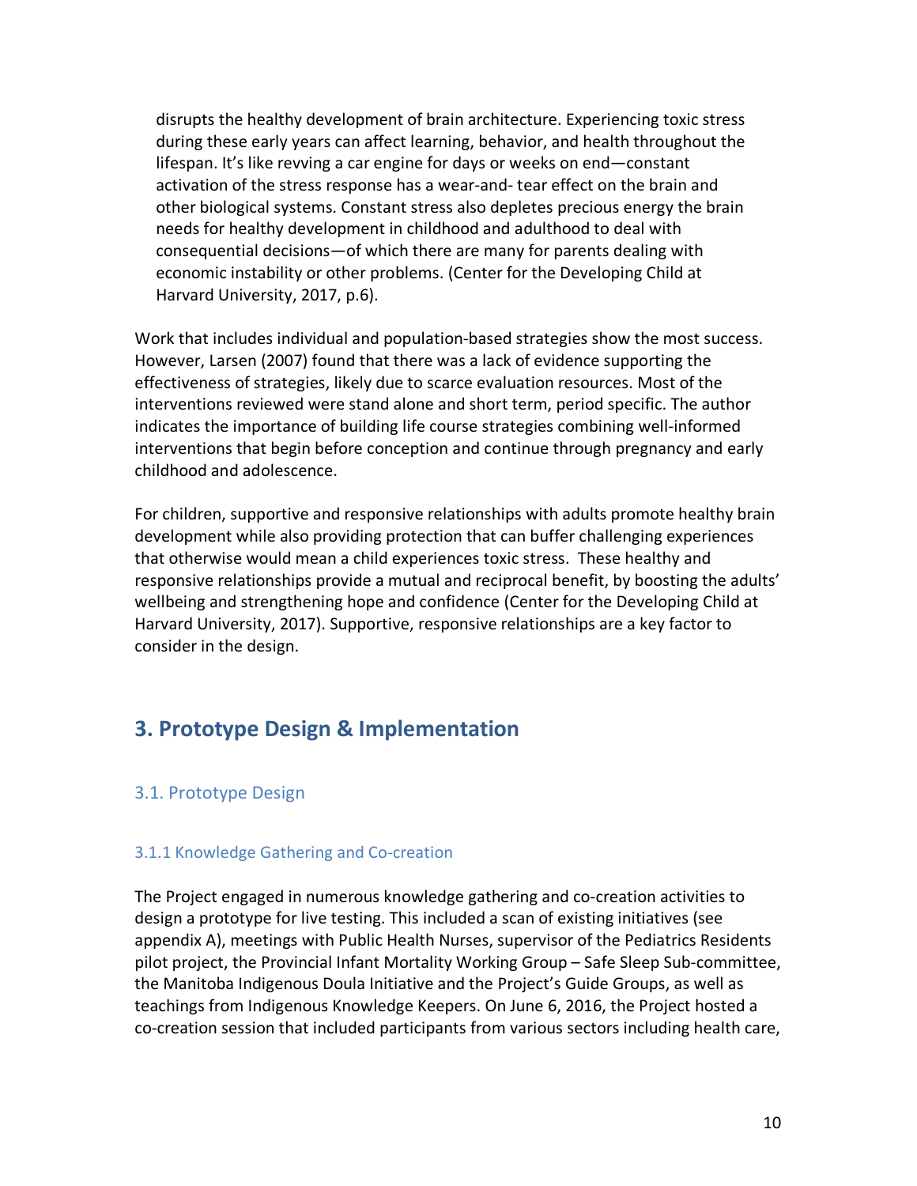> disrupts the healthy development of brain architecture. Experiencing toxic stress during these early years can affect learning, behavior, and health throughout the lifespan. It's like revving a car engine for days or weeks on end—constant activation of the stress response has a wear-and- tear effect on the brain and other biological systems. Constant stress also depletes precious energy the brain needs for healthy development in childhood and adulthood to deal with consequential decisions—of which there are many for parents dealing with economic instability or other problems. (Center for the Developing Child at Harvard University, 2017, p.6).

Work that includes individual and population-based strategies show the most success. However, Larsen (2007) found that there was a lack of evidence supporting the effectiveness of strategies, likely due to scarce evaluation resources. Most of the interventions reviewed were stand alone and short term, period specific. The author indicates the importance of building life course strategies combining well-informed interventions that begin before conception and continue through pregnancy and early childhood and adolescence.

For children, supportive and responsive relationships with adults promote healthy brain development while also providing protection that can buffer challenging experiences that otherwise would mean a child experiences toxic stress. These healthy and responsive relationships provide a mutual and reciprocal benefit, by boosting the adults' wellbeing and strengthening hope and confidence (Center for the Developing Child at Harvard University, 2017). Supportive, responsive relationships are a key factor to consider in the design.

## 3. Prototype Design & Implementation

### 3.1. Prototype Design

#### 3.1.1 Knowledge Gathering and Co-creation

The Project engaged in numerous knowledge gathering and co-creation activities to design a prototype for live testing. This included a scan of existing initiatives (see appendix A), meetings with Public Health Nurses, supervisor of the Pediatrics Residents pilot project, the Provincial Infant Mortality Working Group – Safe Sleep Sub-committee, the Manitoba Indigenous Doula Initiative and the Project's Guide Groups, as well as teachings from Indigenous Knowledge Keepers. On June 6, 2016, the Project hosted a co-creation session that included participants from various sectors including health care,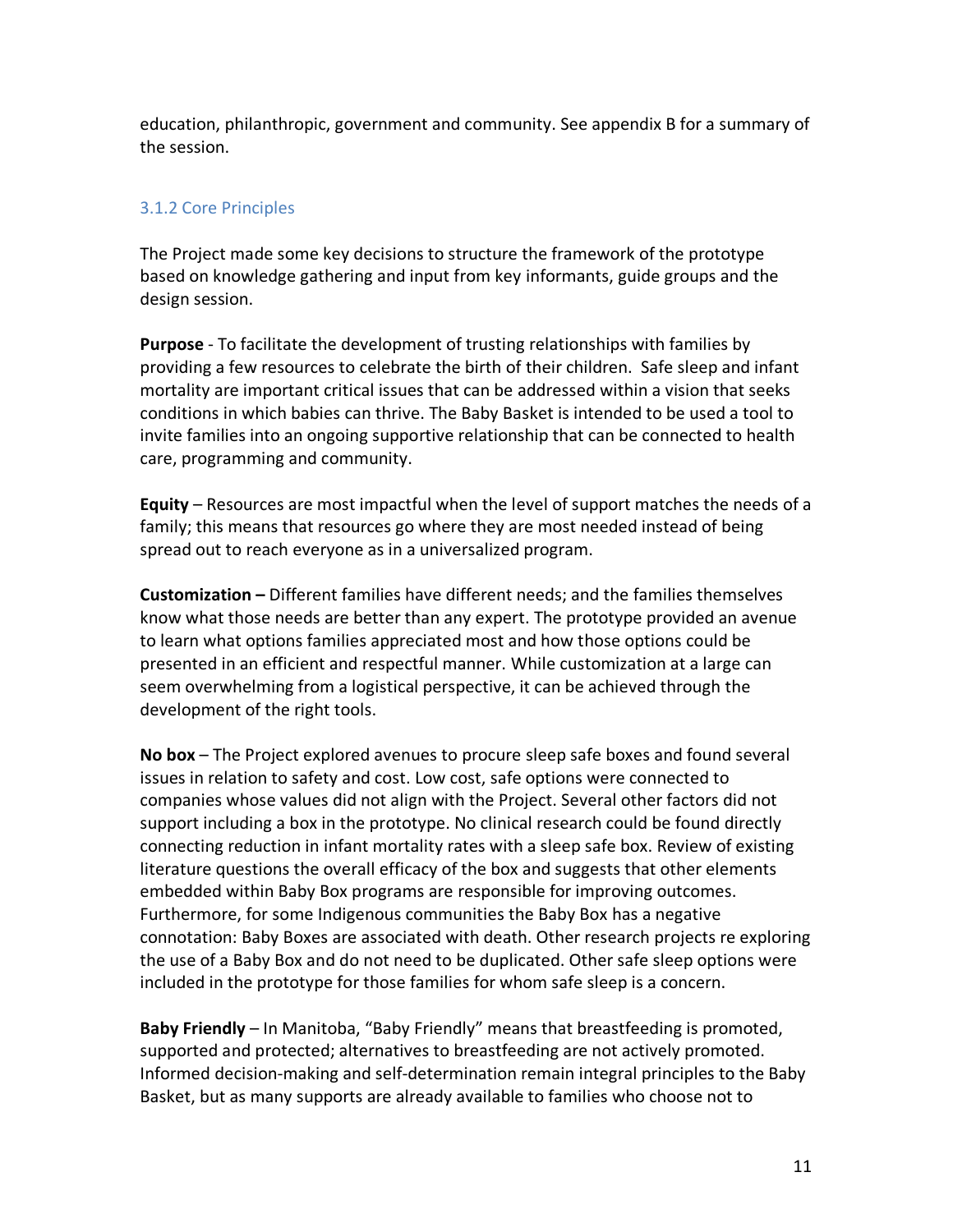education, philanthropic, government and community. See appendix B for a summary of the session.

### 3.1.2 Core Principles

The Project made some key decisions to structure the framework of the prototype based on knowledge gathering and input from key informants, guide groups and the design session.

**Purpose** - To facilitate the development of trusting relationships with families by providing a few resources to celebrate the birth of their children. Safe sleep and infant mortality are important critical issues that can be addressed within a vision that seeks conditions in which babies can thrive. The Baby Basket is intended to be used a tool to invite families into an ongoing supportive relationship that can be connected to health care, programming and community.

**Equity** – Resources are most impactful when the level of support matches the needs of a family; this means that resources go where they are most needed instead of being spread out to reach everyone as in a universalized program.

**Customization –** Different families have different needs; and the families themselves know what those needs are better than any expert. The prototype provided an avenue to learn what options families appreciated most and how those options could be presented in an efficient and respectful manner. While customization at a large can seem overwhelming from a logistical perspective, it can be achieved through the development of the right tools.

**No box** – The Project explored avenues to procure sleep safe boxes and found several issues in relation to safety and cost. Low cost, safe options were connected to companies whose values did not align with the Project. Several other factors did not support including a box in the prototype. No clinical research could be found directly connecting reduction in infant mortality rates with a sleep safe box. Review of existing literature questions the overall efficacy of the box and suggests that other elements embedded within Baby Box programs are responsible for improving outcomes. Furthermore, for some Indigenous communities the Baby Box has a negative connotation: Baby Boxes are associated with death. Other research projects re exploring the use of a Baby Box and do not need to be duplicated. Other safe sleep options were included in the prototype for those families for whom safe sleep is a concern.

**Baby Friendly** – In Manitoba, "Baby Friendly" means that breastfeeding is promoted, supported and protected; alternatives to breastfeeding are not actively promoted. Informed decision-making and self-determination remain integral principles to the Baby Basket, but as many supports are already available to families who choose not to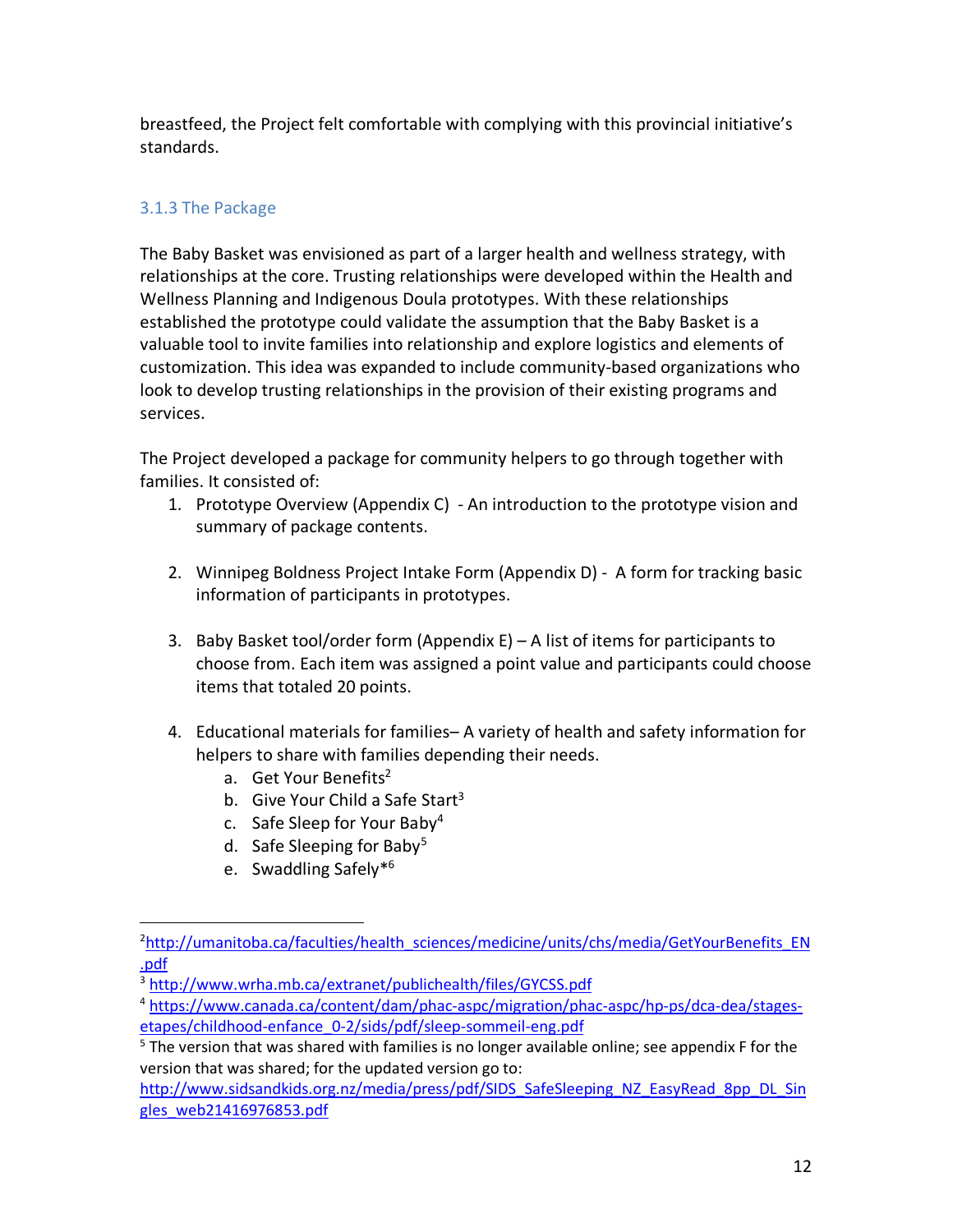breastfeed, the Project felt comfortable with complying with this provincial initiative's standards.

### 3.1.3 The Package

The Baby Basket was envisioned as part of a larger health and wellness strategy, with relationships at the core. Trusting relationships were developed within the Health and Wellness Planning and Indigenous Doula prototypes. With these relationships established the prototype could validate the assumption that the Baby Basket is a valuable tool to invite families into relationship and explore logistics and elements of customization. This idea was expanded to include community-based organizations who look to develop trusting relationships in the provision of their existing programs and services.

The Project developed a package for community helpers to go through together with families. It consisted of:

1. Prototype Overview (Appendix C) - An introduction to the prototype vision and summary of package contents.

2. Winnipeg Boldness Project Intake Form (Appendix D) - A form for tracking basic information of participants in prototypes.

3. Baby Basket tool/order form (Appendix E) – A list of items for participants to choose from. Each item was assigned a point value and participants could choose items that totaled 20 points.

4. Educational materials for families– A variety of health and safety information for helpers to share with families depending their needs.
   a. Get Your Benefits[2]
   b. Give Your Child a Safe Start[3]
   c. Safe Sleep for Your Baby[4]
   d. Safe Sleeping for Baby[5]
   e. Swaddling Safely*[6]

---

[2] http://umanitoba.ca/faculties/health_sciences/medicine/units/chs/media/GetYourBenefits_EN.pdf

[3] http://www.wrha.mb.ca/extranet/publichealth/files/GYCSS.pdf

[4] https://www.canada.ca/content/dam/phac-aspc/migration/phac-aspc/hp-ps/dca-dea/stages-etapes/childhood-enfance_0-2/sids/pdf/sleep-sommeil-eng.pdf

[5] The version that was shared with families is no longer available online; see appendix F for the version that was shared; for the updated version go to: http://www.sidsandkids.org.nz/media/press/pdf/SIDS_SafeSleeping_NZ_EasyRead_8pp_DL_Singles_web21416976853.pdf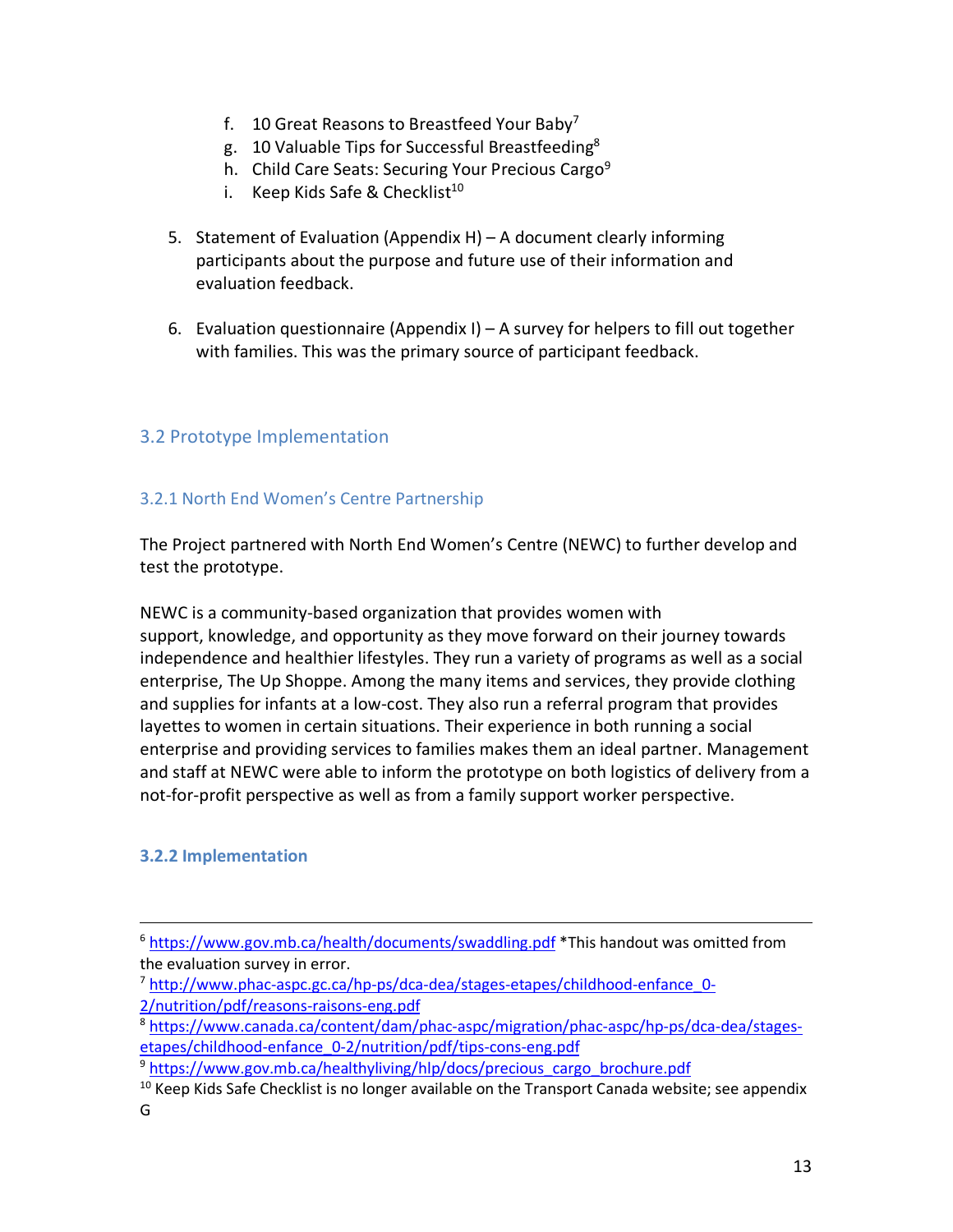f. 10 Great Reasons to Breastfeed Your Baby[7]
g. 10 Valuable Tips for Successful Breastfeeding[8]
h. Child Care Seats: Securing Your Precious Cargo[9]
i. Keep Kids Safe & Checklist[10]

5. Statement of Evaluation (Appendix H) – A document clearly informing participants about the purpose and future use of their information and evaluation feedback.

6. Evaluation questionnaire (Appendix I) – A survey for helpers to fill out together with families. This was the primary source of participant feedback.

## 3.2 Prototype Implementation

### 3.2.1 North End Women's Centre Partnership

The Project partnered with North End Women's Centre (NEWC) to further develop and test the prototype.

NEWC is a community-based organization that provides women with support, knowledge, and opportunity as they move forward on their journey towards independence and healthier lifestyles. They run a variety of programs as well as a social enterprise, The Up Shoppe. Among the many items and services, they provide clothing and supplies for infants at a low-cost. They also run a referral program that provides layettes to women in certain situations. Their experience in both running a social enterprise and providing services to families makes them an ideal partner. Management and staff at NEWC were able to inform the prototype on both logistics of delivery from a not-for-profit perspective as well as from a family support worker perspective.

### 3.2.2 Implementation

---

[6] https://www.gov.mb.ca/health/documents/swaddling.pdf *This handout was omitted from the evaluation survey in error.

[7] http://www.phac-aspc.gc.ca/hp-ps/dca-dea/stages-etapes/childhood-enfance_0-2/nutrition/pdf/reasons-raisons-eng.pdf

[8] https://www.canada.ca/content/dam/phac-aspc/migration/phac-aspc/hp-ps/dca-dea/stages-etapes/childhood-enfance_0-2/nutrition/pdf/tips-cons-eng.pdf

[9] https://www.gov.mb.ca/healthyliving/hlp/docs/precious_cargo_brochure.pdf

[10] Keep Kids Safe Checklist is no longer available on the Transport Canada website; see appendix G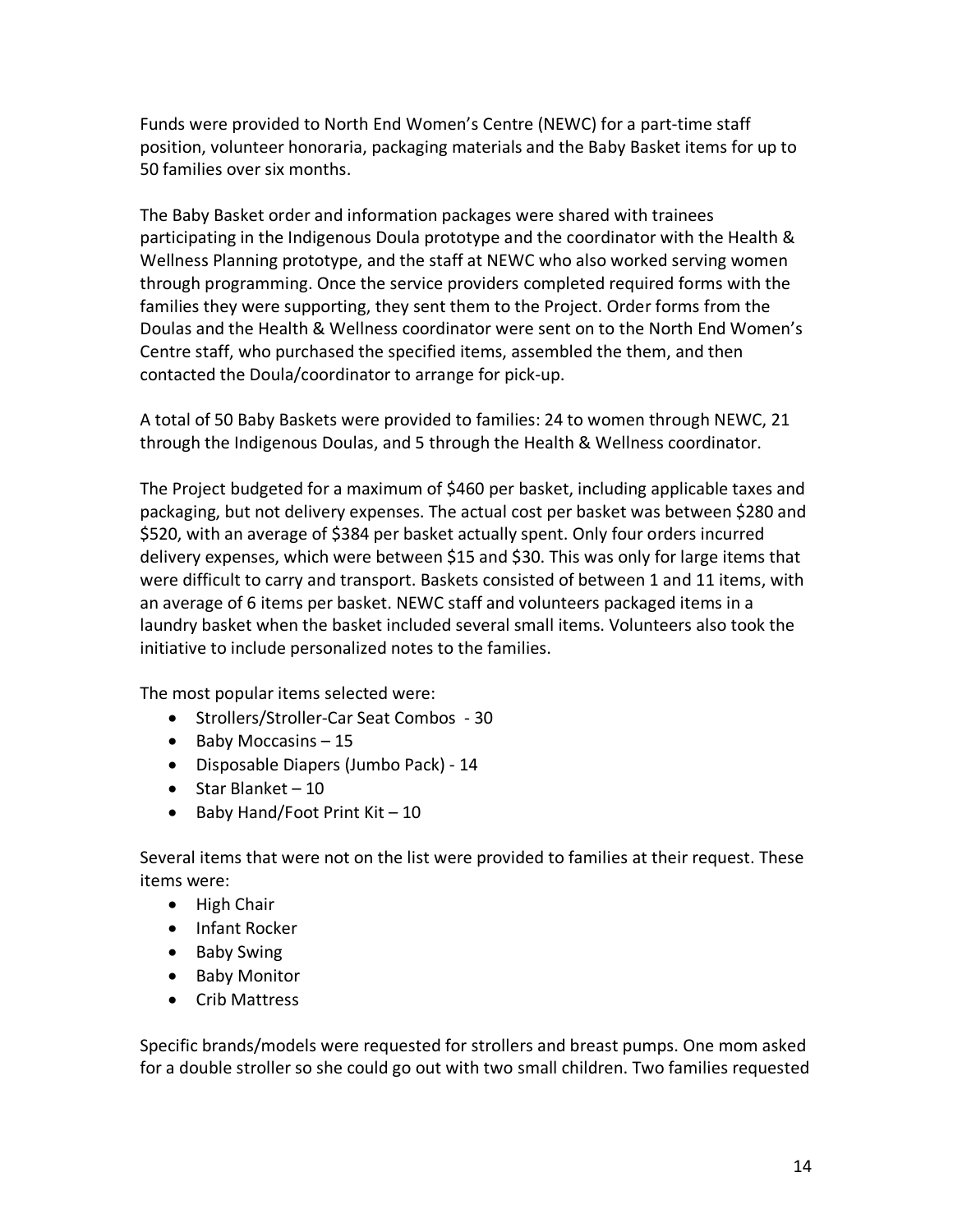Funds were provided to North End Women's Centre (NEWC) for a part-time staff position, volunteer honoraria, packaging materials and the Baby Basket items for up to 50 families over six months.

The Baby Basket order and information packages were shared with trainees participating in the Indigenous Doula prototype and the coordinator with the Health & Wellness Planning prototype, and the staff at NEWC who also worked serving women through programming. Once the service providers completed required forms with the families they were supporting, they sent them to the Project. Order forms from the Doulas and the Health & Wellness coordinator were sent on to the North End Women's Centre staff, who purchased the specified items, assembled the them, and then contacted the Doula/coordinator to arrange for pick-up.

A total of 50 Baby Baskets were provided to families: 24 to women through NEWC, 21 through the Indigenous Doulas, and 5 through the Health & Wellness coordinator.

The Project budgeted for a maximum of $460 per basket, including applicable taxes and packaging, but not delivery expenses. The actual cost per basket was between $280 and $520, with an average of $384 per basket actually spent. Only four orders incurred delivery expenses, which were between $15 and $30. This was only for large items that were difficult to carry and transport. Baskets consisted of between 1 and 11 items, with an average of 6 items per basket. NEWC staff and volunteers packaged items in a laundry basket when the basket included several small items. Volunteers also took the initiative to include personalized notes to the families.

The most popular items selected were:

- Strollers/Stroller-Car Seat Combos - 30
- Baby Moccasins – 15
- Disposable Diapers (Jumbo Pack) - 14
- Star Blanket – 10
- Baby Hand/Foot Print Kit – 10

Several items that were not on the list were provided to families at their request. These items were:

- High Chair
- Infant Rocker
- Baby Swing
- Baby Monitor
- Crib Mattress

Specific brands/models were requested for strollers and breast pumps. One mom asked for a double stroller so she could go out with two small children. Two families requested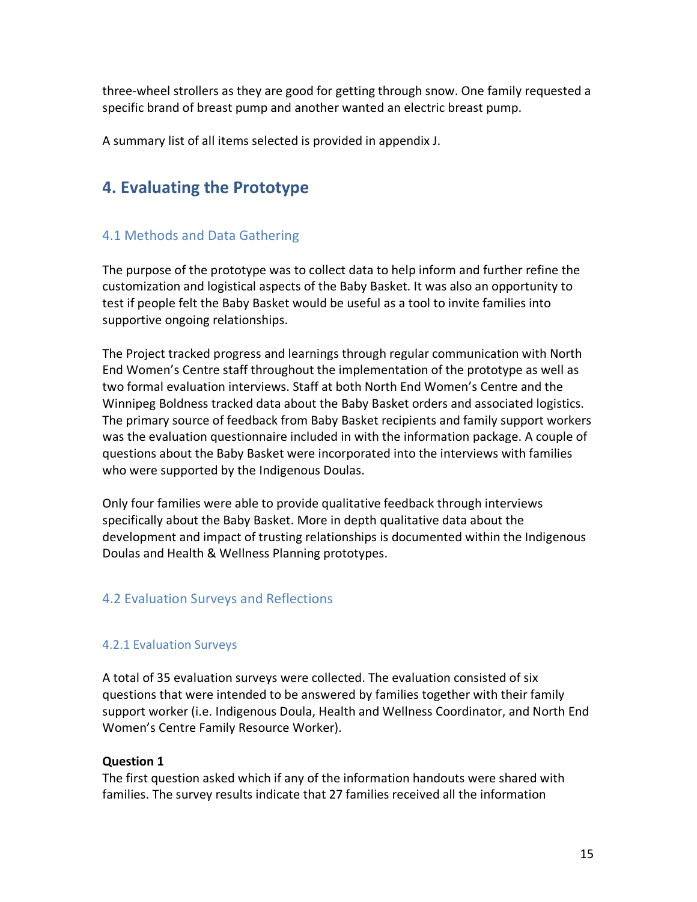three-wheel strollers as they are good for getting through snow. One family requested a specific brand of breast pump and another wanted an electric breast pump.

A summary list of all items selected is provided in appendix J.

## 4. Evaluating the Prototype

### 4.1 Methods and Data Gathering

The purpose of the prototype was to collect data to help inform and further refine the customization and logistical aspects of the Baby Basket. It was also an opportunity to test if people felt the Baby Basket would be useful as a tool to invite families into supportive ongoing relationships.

The Project tracked progress and learnings through regular communication with North End Women's Centre staff throughout the implementation of the prototype as well as two formal evaluation interviews. Staff at both North End Women's Centre and the Winnipeg Boldness tracked data about the Baby Basket orders and associated logistics. The primary source of feedback from Baby Basket recipients and family support workers was the evaluation questionnaire included in with the information package. A couple of questions about the Baby Basket were incorporated into the interviews with families who were supported by the Indigenous Doulas.

Only four families were able to provide qualitative feedback through interviews specifically about the Baby Basket. More in depth qualitative data about the development and impact of trusting relationships is documented within the Indigenous Doulas and Health & Wellness Planning prototypes.

### 4.2 Evaluation Surveys and Reflections

#### 4.2.1 Evaluation Surveys

A total of 35 evaluation surveys were collected. The evaluation consisted of six questions that were intended to be answered by families together with their family support worker (i.e. Indigenous Doula, Health and Wellness Coordinator, and North End Women's Centre Family Resource Worker).

**Question 1**
The first question asked which if any of the information handouts were shared with families. The survey results indicate that 27 families received all the information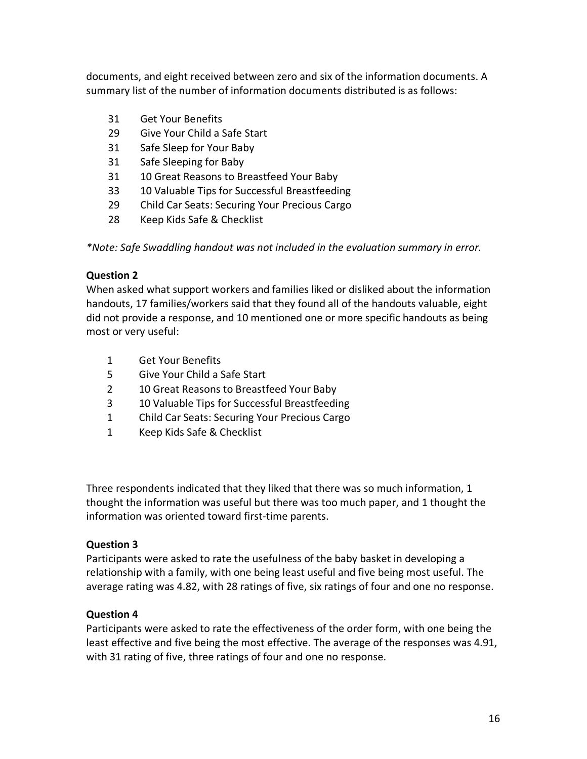documents, and eight received between zero and six of the information documents. A summary list of the number of information documents distributed is as follows:

31 Get Your Benefits
29 Give Your Child a Safe Start
31 Safe Sleep for Your Baby
31 Safe Sleeping for Baby
31 10 Great Reasons to Breastfeed Your Baby
33 10 Valuable Tips for Successful Breastfeeding
29 Child Car Seats: Securing Your Precious Cargo
28 Keep Kids Safe & Checklist

*\*Note: Safe Swaddling handout was not included in the evaluation summary in error.*

**Question 2**
When asked what support workers and families liked or disliked about the information handouts, 17 families/workers said that they found all of the handouts valuable, eight did not provide a response, and 10 mentioned one or more specific handouts as being most or very useful:

1 Get Your Benefits
5 Give Your Child a Safe Start
2 10 Great Reasons to Breastfeed Your Baby
3 10 Valuable Tips for Successful Breastfeeding
1 Child Car Seats: Securing Your Precious Cargo
1 Keep Kids Safe & Checklist

Three respondents indicated that they liked that there was so much information, 1 thought the information was useful but there was too much paper, and 1 thought the information was oriented toward first-time parents.

**Question 3**
Participants were asked to rate the usefulness of the baby basket in developing a relationship with a family, with one being least useful and five being most useful. The average rating was 4.82, with 28 ratings of five, six ratings of four and one no response.

**Question 4**
Participants were asked to rate the effectiveness of the order form, with one being the least effective and five being the most effective. The average of the responses was 4.91, with 31 rating of five, three ratings of four and one no response.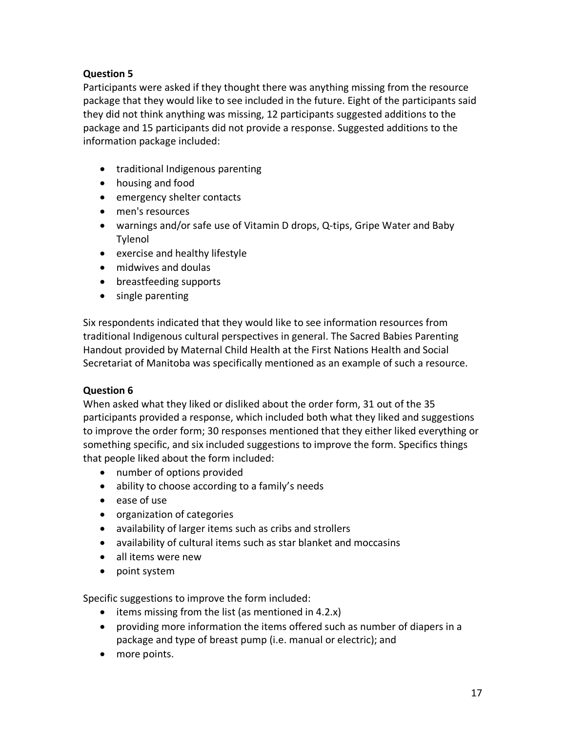**Question 5**

Participants were asked if they thought there was anything missing from the resource package that they would like to see included in the future. Eight of the participants said they did not think anything was missing, 12 participants suggested additions to the package and 15 participants did not provide a response. Suggested additions to the information package included:

- traditional Indigenous parenting
- housing and food
- emergency shelter contacts
- men's resources
- warnings and/or safe use of Vitamin D drops, Q-tips, Gripe Water and Baby Tylenol
- exercise and healthy lifestyle
- midwives and doulas
- breastfeeding supports
- single parenting

Six respondents indicated that they would like to see information resources from traditional Indigenous cultural perspectives in general. The Sacred Babies Parenting Handout provided by Maternal Child Health at the First Nations Health and Social Secretariat of Manitoba was specifically mentioned as an example of such a resource.

**Question 6**

When asked what they liked or disliked about the order form, 31 out of the 35 participants provided a response, which included both what they liked and suggestions to improve the order form; 30 responses mentioned that they either liked everything or something specific, and six included suggestions to improve the form. Specifics things that people liked about the form included:

- number of options provided
- ability to choose according to a family's needs
- ease of use
- organization of categories
- availability of larger items such as cribs and strollers
- availability of cultural items such as star blanket and moccasins
- all items were new
- point system

Specific suggestions to improve the form included:

- items missing from the list (as mentioned in 4.2.x)
- providing more information the items offered such as number of diapers in a package and type of breast pump (i.e. manual or electric); and
- more points.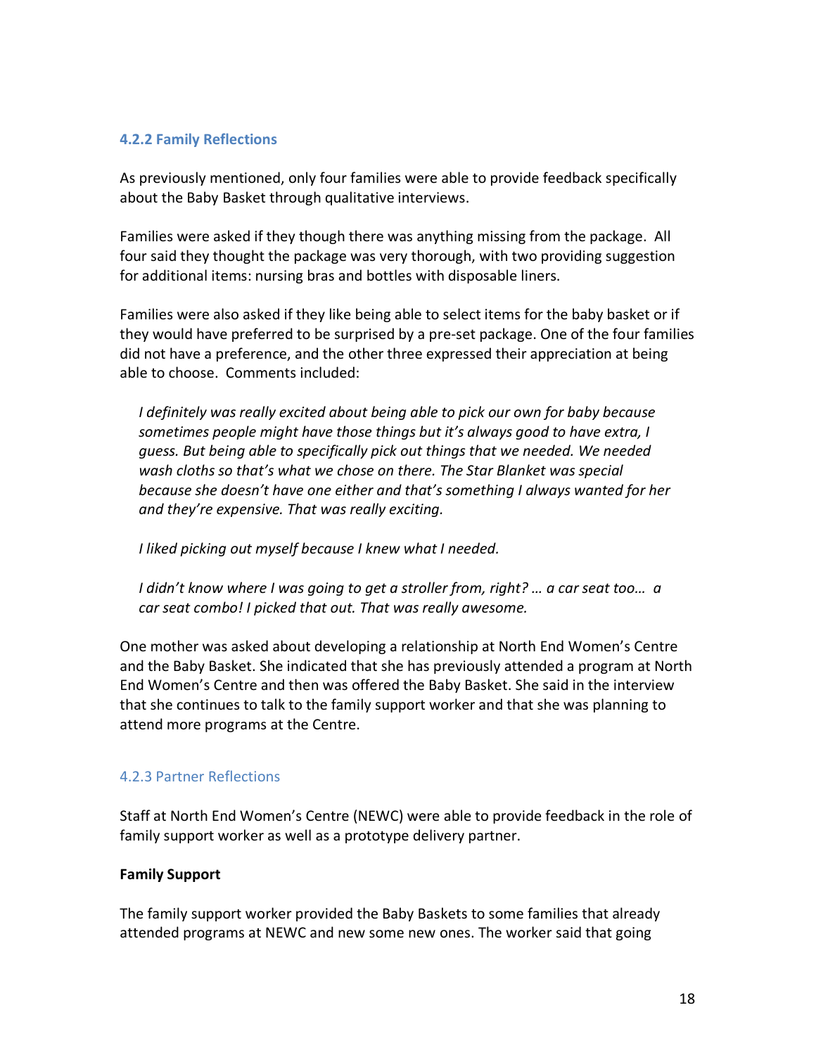### 4.2.2 Family Reflections

As previously mentioned, only four families were able to provide feedback specifically about the Baby Basket through qualitative interviews.

Families were asked if they though there was anything missing from the package. All four said they thought the package was very thorough, with two providing suggestion for additional items: nursing bras and bottles with disposable liners.

Families were also asked if they like being able to select items for the baby basket or if they would have preferred to be surprised by a pre-set package. One of the four families did not have a preference, and the other three expressed their appreciation at being able to choose. Comments included:

> *I definitely was really excited about being able to pick our own for baby because sometimes people might have those things but it's always good to have extra, I guess. But being able to specifically pick out things that we needed. We needed wash cloths so that's what we chose on there. The Star Blanket was special because she doesn't have one either and that's something I always wanted for her and they're expensive. That was really exciting.*
>
> *I liked picking out myself because I knew what I needed.*
>
> *I didn't know where I was going to get a stroller from, right? … a car seat too… a car seat combo! I picked that out. That was really awesome.*

One mother was asked about developing a relationship at North End Women's Centre and the Baby Basket. She indicated that she has previously attended a program at North End Women's Centre and then was offered the Baby Basket. She said in the interview that she continues to talk to the family support worker and that she was planning to attend more programs at the Centre.

### 4.2.3 Partner Reflections

Staff at North End Women's Centre (NEWC) were able to provide feedback in the role of family support worker as well as a prototype delivery partner.

**Family Support**

The family support worker provided the Baby Baskets to some families that already attended programs at NEWC and new some new ones. The worker said that going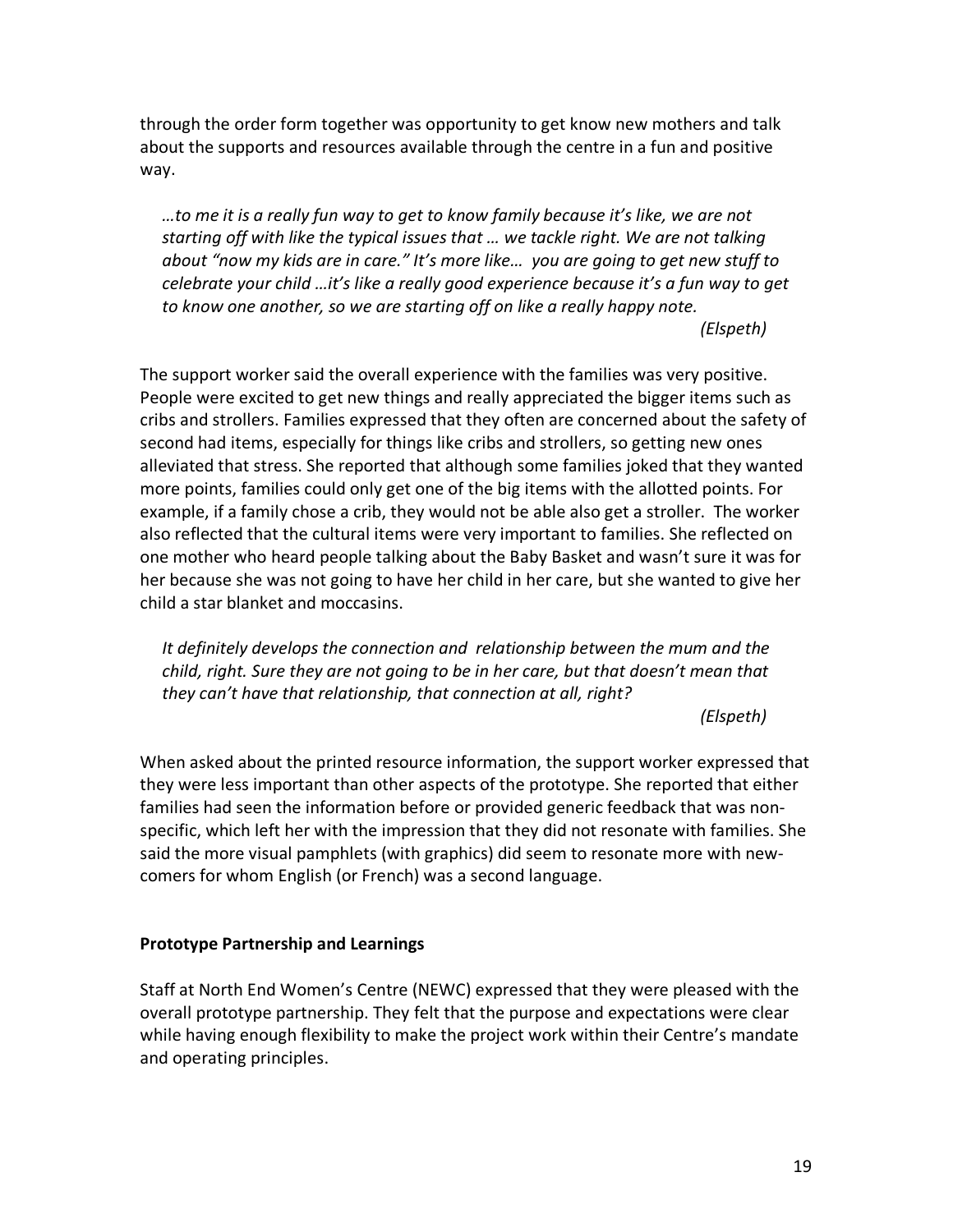through the order form together was opportunity to get know new mothers and talk about the supports and resources available through the centre in a fun and positive way.

> *…to me it is a really fun way to get to know family because it's like, we are not starting off with like the typical issues that … we tackle right. We are not talking about "now my kids are in care." It's more like… you are going to get new stuff to celebrate your child …it's like a really good experience because it's a fun way to get to know one another, so we are starting off on like a really happy note.*
>
> *(Elspeth)*

The support worker said the overall experience with the families was very positive. People were excited to get new things and really appreciated the bigger items such as cribs and strollers. Families expressed that they often are concerned about the safety of second had items, especially for things like cribs and strollers, so getting new ones alleviated that stress. She reported that although some families joked that they wanted more points, families could only get one of the big items with the allotted points. For example, if a family chose a crib, they would not be able also get a stroller. The worker also reflected that the cultural items were very important to families. She reflected on one mother who heard people talking about the Baby Basket and wasn't sure it was for her because she was not going to have her child in her care, but she wanted to give her child a star blanket and moccasins.

> *It definitely develops the connection and relationship between the mum and the child, right. Sure they are not going to be in her care, but that doesn't mean that they can't have that relationship, that connection at all, right?*
>
> *(Elspeth)*

When asked about the printed resource information, the support worker expressed that they were less important than other aspects of the prototype. She reported that either families had seen the information before or provided generic feedback that was non-specific, which left her with the impression that they did not resonate with families. She said the more visual pamphlets (with graphics) did seem to resonate more with new-comers for whom English (or French) was a second language.

**Prototype Partnership and Learnings**

Staff at North End Women's Centre (NEWC) expressed that they were pleased with the overall prototype partnership. They felt that the purpose and expectations were clear while having enough flexibility to make the project work within their Centre's mandate and operating principles.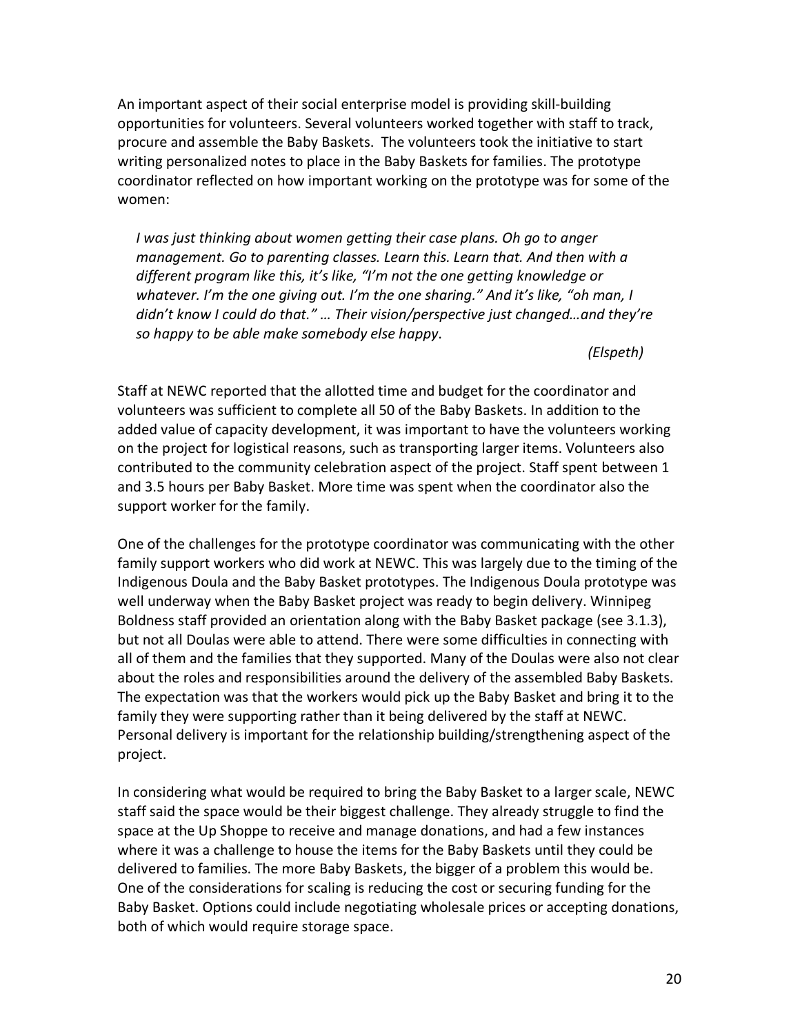An important aspect of their social enterprise model is providing skill-building opportunities for volunteers. Several volunteers worked together with staff to track, procure and assemble the Baby Baskets. The volunteers took the initiative to start writing personalized notes to place in the Baby Baskets for families. The prototype coordinator reflected on how important working on the prototype was for some of the women:

> *I was just thinking about women getting their case plans. Oh go to anger management. Go to parenting classes. Learn this. Learn that. And then with a different program like this, it's like, "I'm not the one getting knowledge or whatever. I'm the one giving out. I'm the one sharing." And it's like, "oh man, I didn't know I could do that." … Their vision/perspective just changed…and they're so happy to be able make somebody else happy.*
>
> *(Elspeth)*

Staff at NEWC reported that the allotted time and budget for the coordinator and volunteers was sufficient to complete all 50 of the Baby Baskets. In addition to the added value of capacity development, it was important to have the volunteers working on the project for logistical reasons, such as transporting larger items. Volunteers also contributed to the community celebration aspect of the project. Staff spent between 1 and 3.5 hours per Baby Basket. More time was spent when the coordinator also the support worker for the family.

One of the challenges for the prototype coordinator was communicating with the other family support workers who did work at NEWC. This was largely due to the timing of the Indigenous Doula and the Baby Basket prototypes. The Indigenous Doula prototype was well underway when the Baby Basket project was ready to begin delivery. Winnipeg Boldness staff provided an orientation along with the Baby Basket package (see 3.1.3), but not all Doulas were able to attend. There were some difficulties in connecting with all of them and the families that they supported. Many of the Doulas were also not clear about the roles and responsibilities around the delivery of the assembled Baby Baskets. The expectation was that the workers would pick up the Baby Basket and bring it to the family they were supporting rather than it being delivered by the staff at NEWC. Personal delivery is important for the relationship building/strengthening aspect of the project.

In considering what would be required to bring the Baby Basket to a larger scale, NEWC staff said the space would be their biggest challenge. They already struggle to find the space at the Up Shoppe to receive and manage donations, and had a few instances where it was a challenge to house the items for the Baby Baskets until they could be delivered to families. The more Baby Baskets, the bigger of a problem this would be. One of the considerations for scaling is reducing the cost or securing funding for the Baby Basket. Options could include negotiating wholesale prices or accepting donations, both of which would require storage space.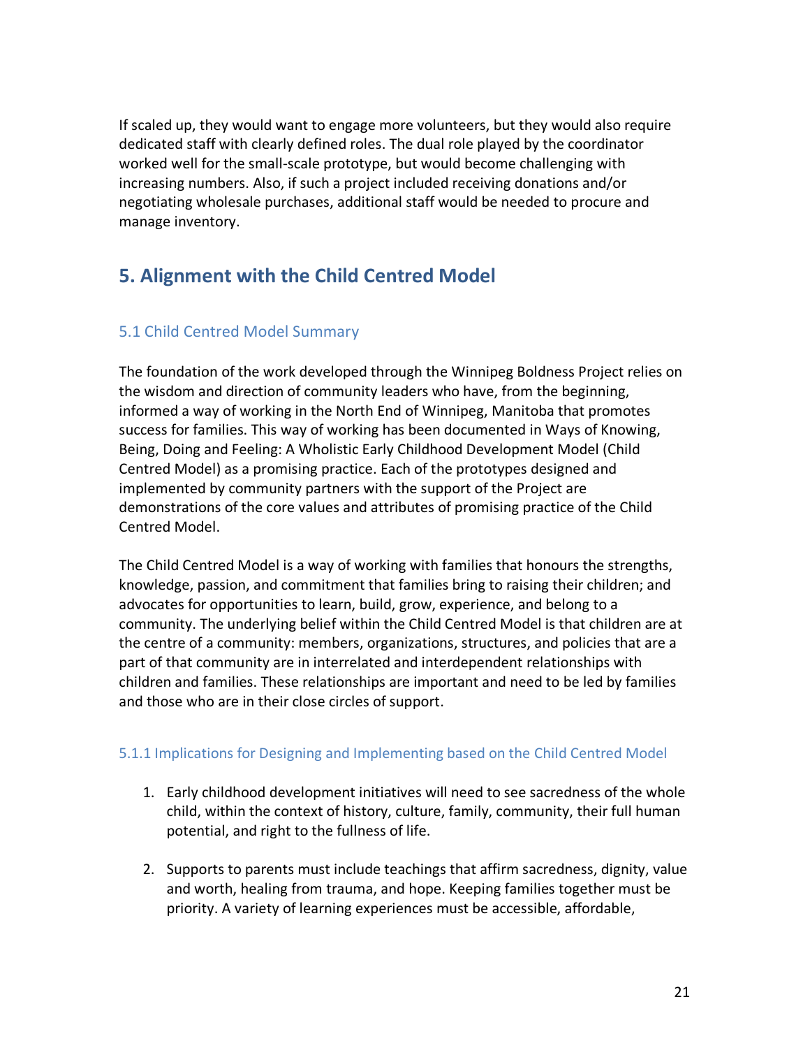If scaled up, they would want to engage more volunteers, but they would also require dedicated staff with clearly defined roles. The dual role played by the coordinator worked well for the small-scale prototype, but would become challenging with increasing numbers. Also, if such a project included receiving donations and/or negotiating wholesale purchases, additional staff would be needed to procure and manage inventory.

# 5. Alignment with the Child Centred Model

## 5.1 Child Centred Model Summary

The foundation of the work developed through the Winnipeg Boldness Project relies on the wisdom and direction of community leaders who have, from the beginning, informed a way of working in the North End of Winnipeg, Manitoba that promotes success for families. This way of working has been documented in Ways of Knowing, Being, Doing and Feeling: A Wholistic Early Childhood Development Model (Child Centred Model) as a promising practice. Each of the prototypes designed and implemented by community partners with the support of the Project are demonstrations of the core values and attributes of promising practice of the Child Centred Model.

The Child Centred Model is a way of working with families that honours the strengths, knowledge, passion, and commitment that families bring to raising their children; and advocates for opportunities to learn, build, grow, experience, and belong to a community. The underlying belief within the Child Centred Model is that children are at the centre of a community: members, organizations, structures, and policies that are a part of that community are in interrelated and interdependent relationships with children and families. These relationships are important and need to be led by families and those who are in their close circles of support.

### 5.1.1 Implications for Designing and Implementing based on the Child Centred Model

1. Early childhood development initiatives will need to see sacredness of the whole child, within the context of history, culture, family, community, their full human potential, and right to the fullness of life.

2. Supports to parents must include teachings that affirm sacredness, dignity, value and worth, healing from trauma, and hope. Keeping families together must be priority. A variety of learning experiences must be accessible, affordable,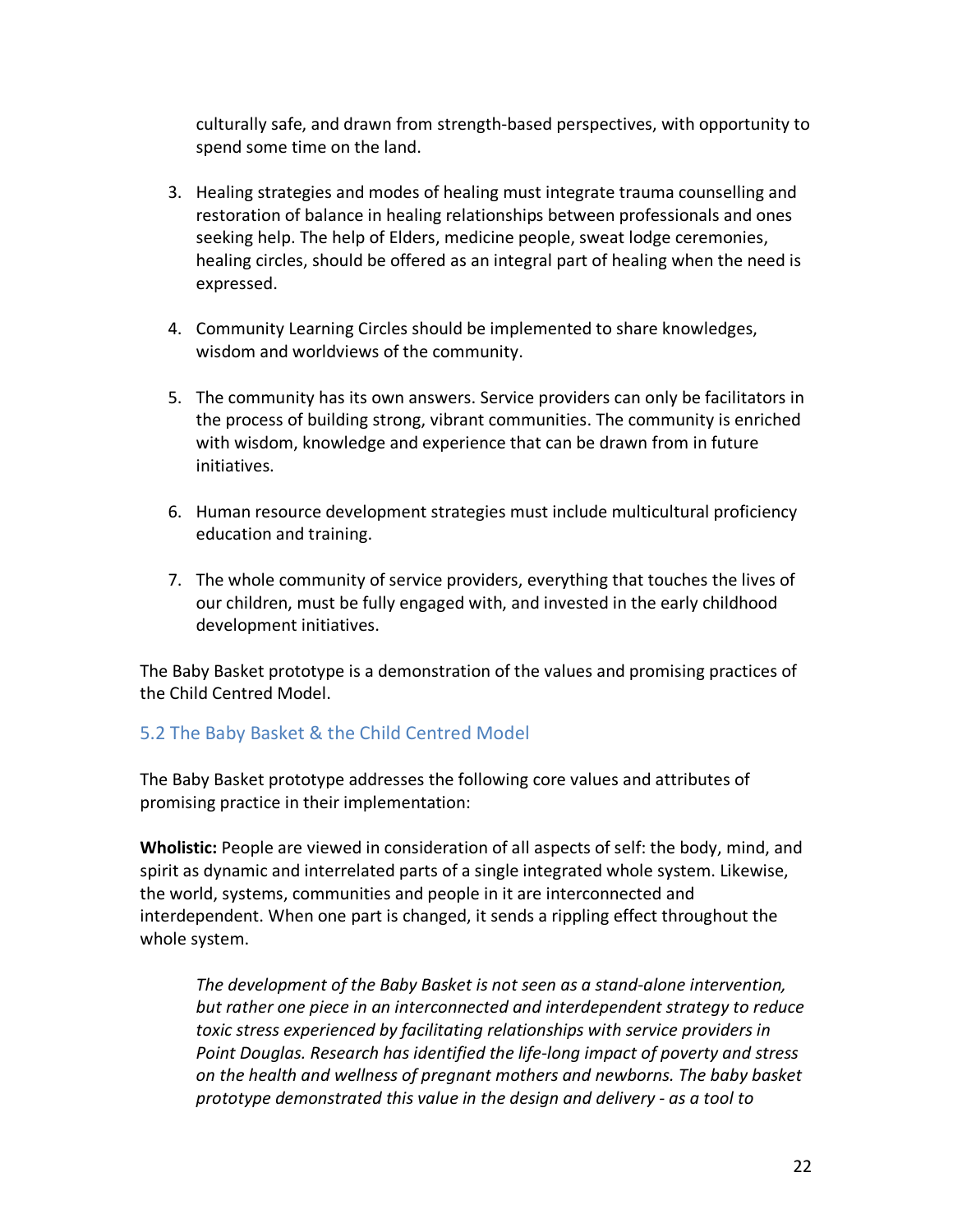culturally safe, and drawn from strength-based perspectives, with opportunity to spend some time on the land.

3. Healing strategies and modes of healing must integrate trauma counselling and restoration of balance in healing relationships between professionals and ones seeking help. The help of Elders, medicine people, sweat lodge ceremonies, healing circles, should be offered as an integral part of healing when the need is expressed.

4. Community Learning Circles should be implemented to share knowledges, wisdom and worldviews of the community.

5. The community has its own answers. Service providers can only be facilitators in the process of building strong, vibrant communities. The community is enriched with wisdom, knowledge and experience that can be drawn from in future initiatives.

6. Human resource development strategies must include multicultural proficiency education and training.

7. The whole community of service providers, everything that touches the lives of our children, must be fully engaged with, and invested in the early childhood development initiatives.

The Baby Basket prototype is a demonstration of the values and promising practices of the Child Centred Model.

### 5.2 The Baby Basket & the Child Centred Model

The Baby Basket prototype addresses the following core values and attributes of promising practice in their implementation:

**Wholistic:** People are viewed in consideration of all aspects of self: the body, mind, and spirit as dynamic and interrelated parts of a single integrated whole system. Likewise, the world, systems, communities and people in it are interconnected and interdependent. When one part is changed, it sends a rippling effect throughout the whole system.

> *The development of the Baby Basket is not seen as a stand-alone intervention, but rather one piece in an interconnected and interdependent strategy to reduce toxic stress experienced by facilitating relationships with service providers in Point Douglas. Research has identified the life-long impact of poverty and stress on the health and wellness of pregnant mothers and newborns. The baby basket prototype demonstrated this value in the design and delivery - as a tool to*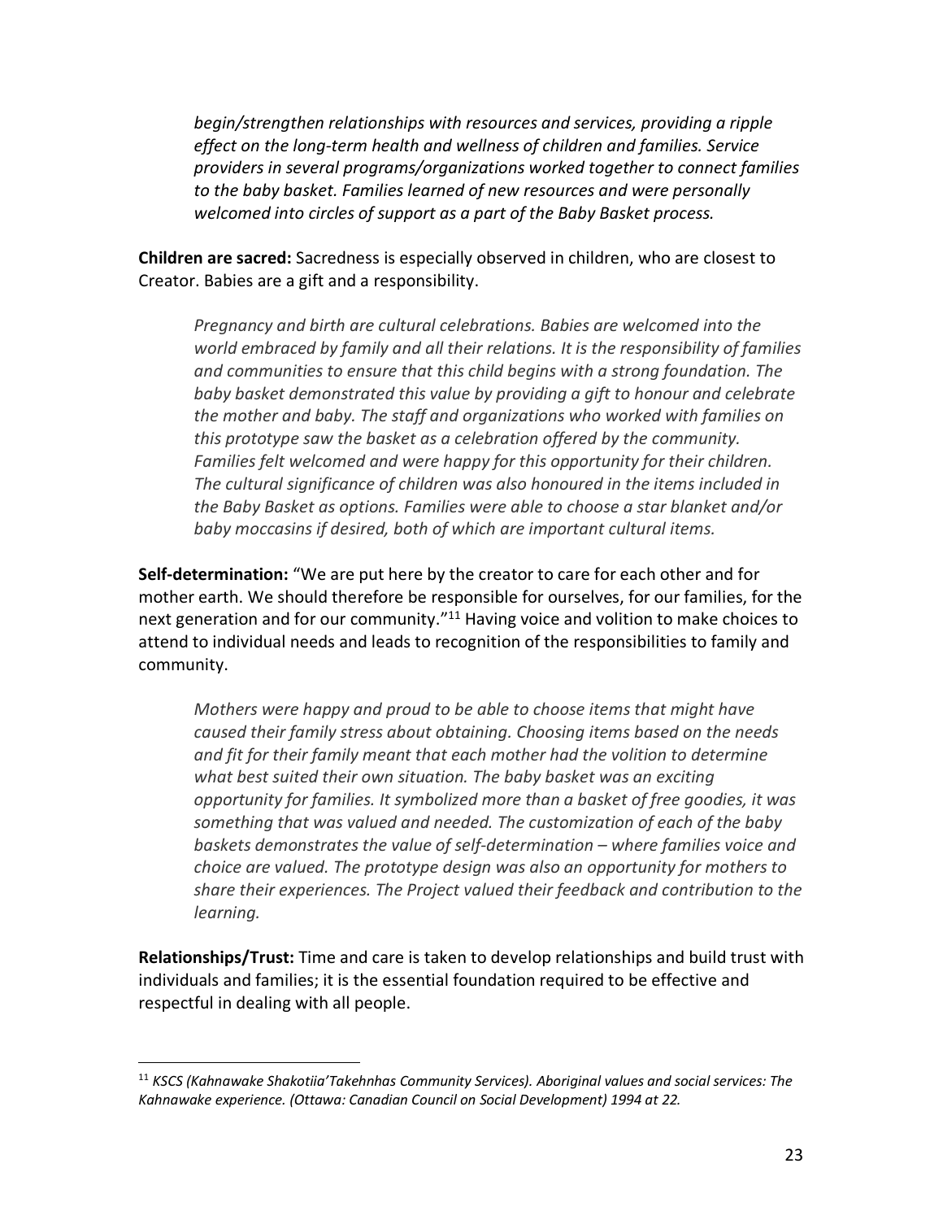*begin/strengthen relationships with resources and services, providing a ripple effect on the long-term health and wellness of children and families. Service providers in several programs/organizations worked together to connect families to the baby basket. Families learned of new resources and were personally welcomed into circles of support as a part of the Baby Basket process.*

**Children are sacred:** Sacredness is especially observed in children, who are closest to Creator. Babies are a gift and a responsibility.

*Pregnancy and birth are cultural celebrations. Babies are welcomed into the world embraced by family and all their relations. It is the responsibility of families and communities to ensure that this child begins with a strong foundation. The baby basket demonstrated this value by providing a gift to honour and celebrate the mother and baby. The staff and organizations who worked with families on this prototype saw the basket as a celebration offered by the community. Families felt welcomed and were happy for this opportunity for their children. The cultural significance of children was also honoured in the items included in the Baby Basket as options. Families were able to choose a star blanket and/or baby moccasins if desired, both of which are important cultural items.*

**Self-determination:** "We are put here by the creator to care for each other and for mother earth. We should therefore be responsible for ourselves, for our families, for the next generation and for our community."[11] Having voice and volition to make choices to attend to individual needs and leads to recognition of the responsibilities to family and community.

*Mothers were happy and proud to be able to choose items that might have caused their family stress about obtaining. Choosing items based on the needs and fit for their family meant that each mother had the volition to determine what best suited their own situation. The baby basket was an exciting opportunity for families. It symbolized more than a basket of free goodies, it was something that was valued and needed. The customization of each of the baby baskets demonstrates the value of self-determination – where families voice and choice are valued. The prototype design was also an opportunity for mothers to share their experiences. The Project valued their feedback and contribution to the learning.*

**Relationships/Trust:** Time and care is taken to develop relationships and build trust with individuals and families; it is the essential foundation required to be effective and respectful in dealing with all people.

---

[11] *KSCS (Kahnawake Shakotiia'Takehnhas Community Services). Aboriginal values and social services: The Kahnawake experience. (Ottawa: Canadian Council on Social Development) 1994 at 22.*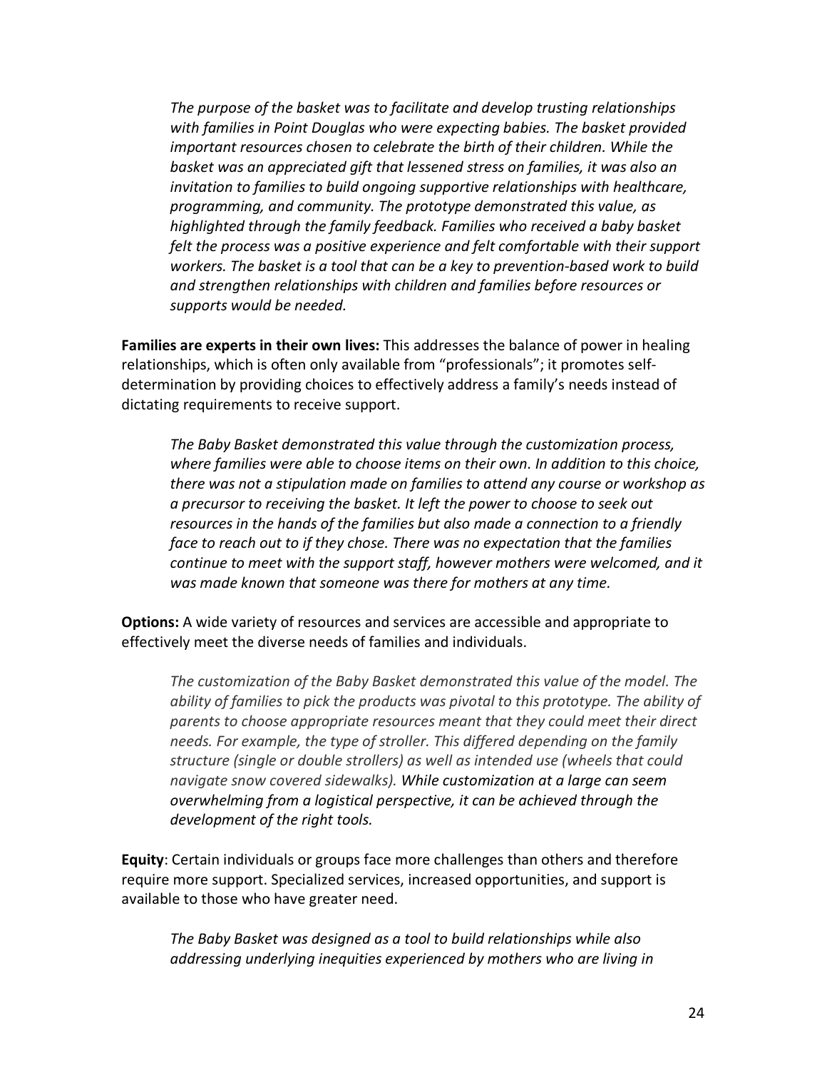*The purpose of the basket was to facilitate and develop trusting relationships with families in Point Douglas who were expecting babies. The basket provided important resources chosen to celebrate the birth of their children. While the basket was an appreciated gift that lessened stress on families, it was also an invitation to families to build ongoing supportive relationships with healthcare, programming, and community. The prototype demonstrated this value, as highlighted through the family feedback. Families who received a baby basket felt the process was a positive experience and felt comfortable with their support workers. The basket is a tool that can be a key to prevention-based work to build and strengthen relationships with children and families before resources or supports would be needed.*

**Families are experts in their own lives:** This addresses the balance of power in healing relationships, which is often only available from "professionals"; it promotes self-determination by providing choices to effectively address a family's needs instead of dictating requirements to receive support.

*The Baby Basket demonstrated this value through the customization process, where families were able to choose items on their own. In addition to this choice, there was not a stipulation made on families to attend any course or workshop as a precursor to receiving the basket. It left the power to choose to seek out resources in the hands of the families but also made a connection to a friendly face to reach out to if they chose. There was no expectation that the families continue to meet with the support staff, however mothers were welcomed, and it was made known that someone was there for mothers at any time.*

**Options:** A wide variety of resources and services are accessible and appropriate to effectively meet the diverse needs of families and individuals.

*The customization of the Baby Basket demonstrated this value of the model. The ability of families to pick the products was pivotal to this prototype. The ability of parents to choose appropriate resources meant that they could meet their direct needs. For example, the type of stroller. This differed depending on the family structure (single or double strollers) as well as intended use (wheels that could navigate snow covered sidewalks). While customization at a large can seem overwhelming from a logistical perspective, it can be achieved through the development of the right tools.*

**Equity**: Certain individuals or groups face more challenges than others and therefore require more support. Specialized services, increased opportunities, and support is available to those who have greater need.

*The Baby Basket was designed as a tool to build relationships while also addressing underlying inequities experienced by mothers who are living in*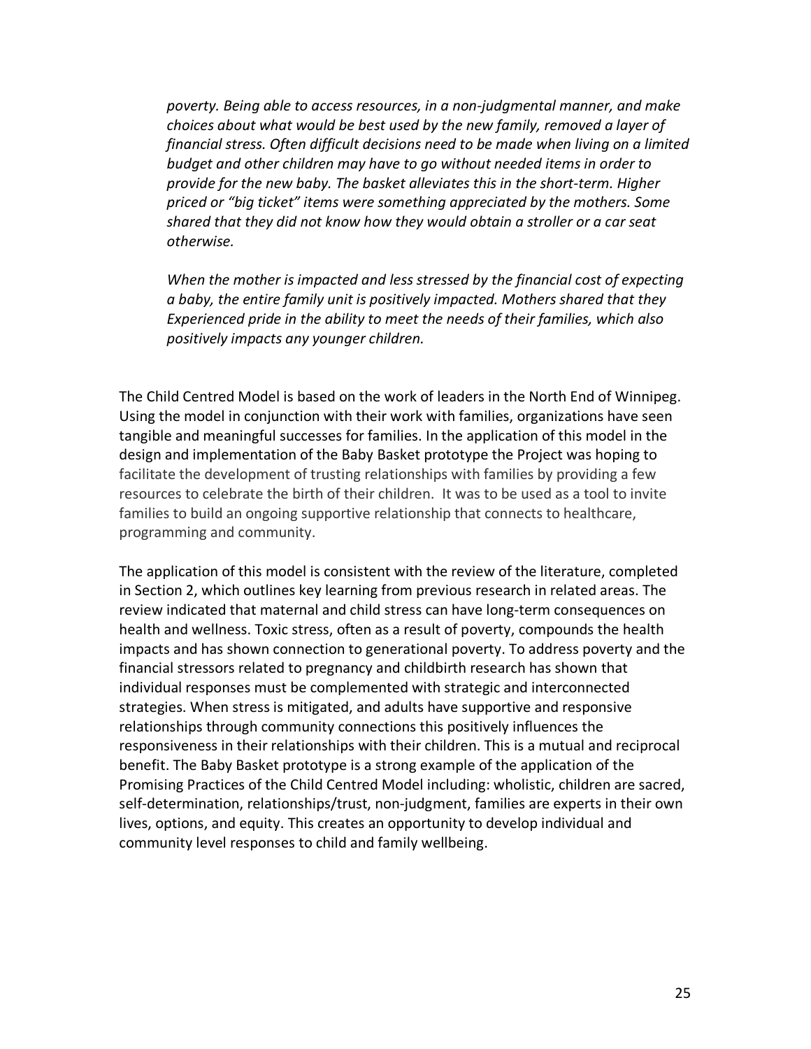*poverty. Being able to access resources, in a non-judgmental manner, and make choices about what would be best used by the new family, removed a layer of financial stress. Often difficult decisions need to be made when living on a limited budget and other children may have to go without needed items in order to provide for the new baby. The basket alleviates this in the short-term. Higher priced or "big ticket" items were something appreciated by the mothers. Some shared that they did not know how they would obtain a stroller or a car seat otherwise.*

*When the mother is impacted and less stressed by the financial cost of expecting a baby, the entire family unit is positively impacted. Mothers shared that they Experienced pride in the ability to meet the needs of their families, which also positively impacts any younger children.*

The Child Centred Model is based on the work of leaders in the North End of Winnipeg. Using the model in conjunction with their work with families, organizations have seen tangible and meaningful successes for families. In the application of this model in the design and implementation of the Baby Basket prototype the Project was hoping to facilitate the development of trusting relationships with families by providing a few resources to celebrate the birth of their children. It was to be used as a tool to invite families to build an ongoing supportive relationship that connects to healthcare, programming and community.

The application of this model is consistent with the review of the literature, completed in Section 2, which outlines key learning from previous research in related areas. The review indicated that maternal and child stress can have long-term consequences on health and wellness. Toxic stress, often as a result of poverty, compounds the health impacts and has shown connection to generational poverty. To address poverty and the financial stressors related to pregnancy and childbirth research has shown that individual responses must be complemented with strategic and interconnected strategies. When stress is mitigated, and adults have supportive and responsive relationships through community connections this positively influences the responsiveness in their relationships with their children. This is a mutual and reciprocal benefit. The Baby Basket prototype is a strong example of the application of the Promising Practices of the Child Centred Model including: wholistic, children are sacred, self-determination, relationships/trust, non-judgment, families are experts in their own lives, options, and equity. This creates an opportunity to develop individual and community level responses to child and family wellbeing.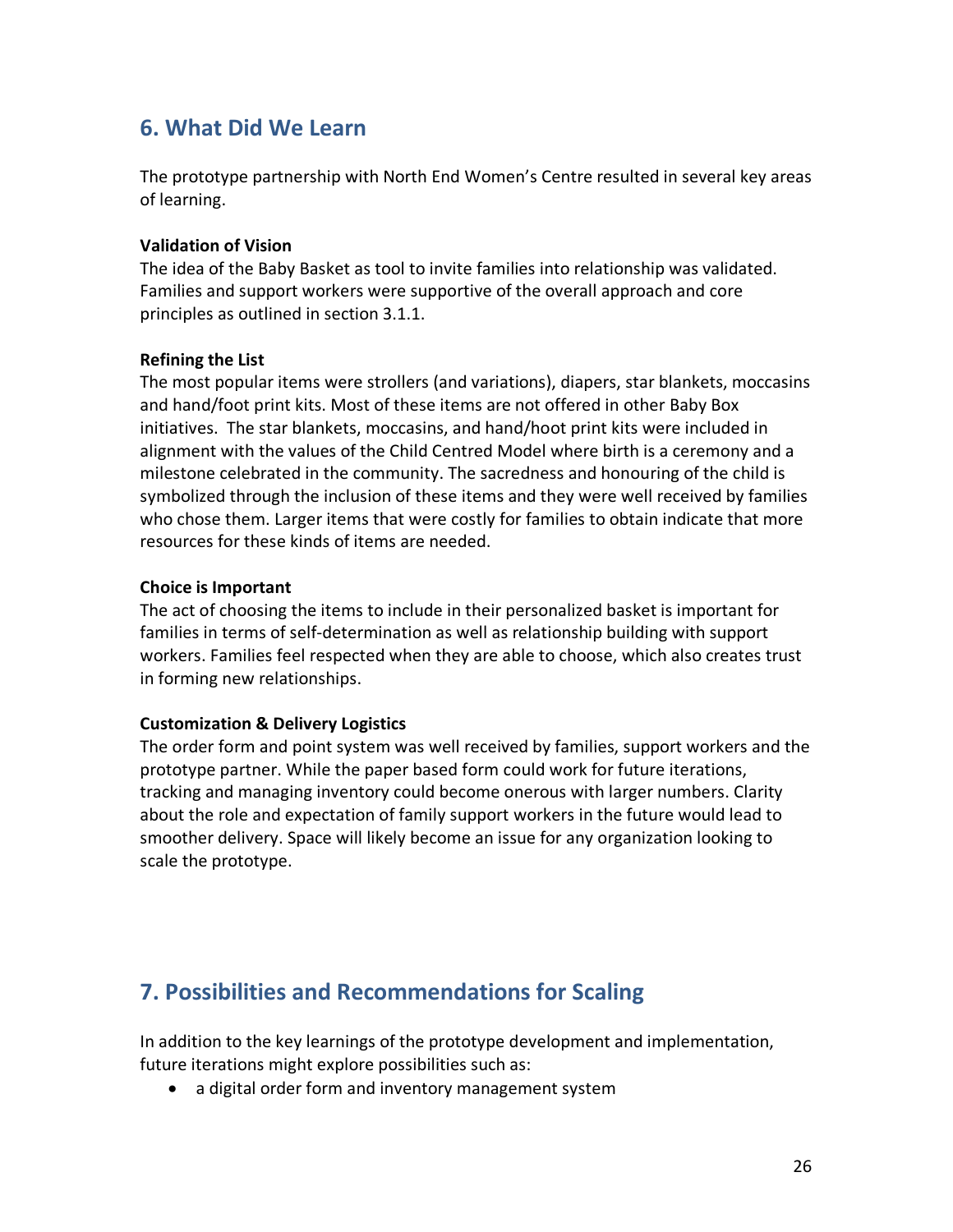## 6. What Did We Learn

The prototype partnership with North End Women's Centre resulted in several key areas of learning.

**Validation of Vision**
The idea of the Baby Basket as tool to invite families into relationship was validated. Families and support workers were supportive of the overall approach and core principles as outlined in section 3.1.1.

**Refining the List**
The most popular items were strollers (and variations), diapers, star blankets, moccasins and hand/foot print kits. Most of these items are not offered in other Baby Box initiatives. The star blankets, moccasins, and hand/hoot print kits were included in alignment with the values of the Child Centred Model where birth is a ceremony and a milestone celebrated in the community. The sacredness and honouring of the child is symbolized through the inclusion of these items and they were well received by families who chose them. Larger items that were costly for families to obtain indicate that more resources for these kinds of items are needed.

**Choice is Important**
The act of choosing the items to include in their personalized basket is important for families in terms of self-determination as well as relationship building with support workers. Families feel respected when they are able to choose, which also creates trust in forming new relationships.

**Customization & Delivery Logistics**
The order form and point system was well received by families, support workers and the prototype partner. While the paper based form could work for future iterations, tracking and managing inventory could become onerous with larger numbers. Clarity about the role and expectation of family support workers in the future would lead to smoother delivery. Space will likely become an issue for any organization looking to scale the prototype.

## 7. Possibilities and Recommendations for Scaling

In addition to the key learnings of the prototype development and implementation, future iterations might explore possibilities such as:

- a digital order form and inventory management system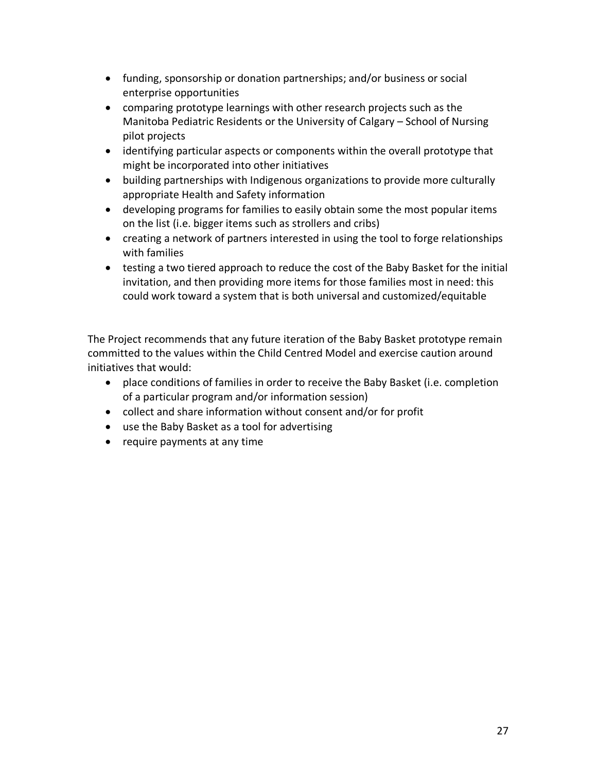- funding, sponsorship or donation partnerships; and/or business or social enterprise opportunities
- comparing prototype learnings with other research projects such as the Manitoba Pediatric Residents or the University of Calgary – School of Nursing pilot projects
- identifying particular aspects or components within the overall prototype that might be incorporated into other initiatives
- building partnerships with Indigenous organizations to provide more culturally appropriate Health and Safety information
- developing programs for families to easily obtain some the most popular items on the list (i.e. bigger items such as strollers and cribs)
- creating a network of partners interested in using the tool to forge relationships with families
- testing a two tiered approach to reduce the cost of the Baby Basket for the initial invitation, and then providing more items for those families most in need: this could work toward a system that is both universal and customized/equitable

The Project recommends that any future iteration of the Baby Basket prototype remain committed to the values within the Child Centred Model and exercise caution around initiatives that would:

- place conditions of families in order to receive the Baby Basket (i.e. completion of a particular program and/or information session)
- collect and share information without consent and/or for profit
- use the Baby Basket as a tool for advertising
- require payments at any time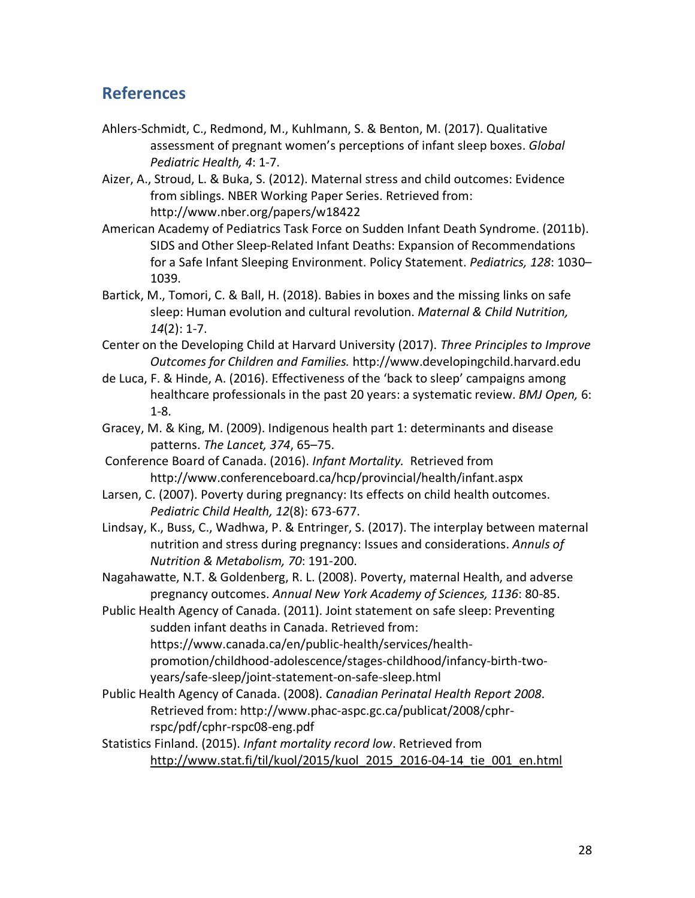## References

Ahlers-Schmidt, C., Redmond, M., Kuhlmann, S. & Benton, M. (2017). Qualitative assessment of pregnant women's perceptions of infant sleep boxes. *Global Pediatric Health, 4*: 1-7.

Aizer, A., Stroud, L. & Buka, S. (2012). Maternal stress and child outcomes: Evidence from siblings. NBER Working Paper Series. Retrieved from: http://www.nber.org/papers/w18422

American Academy of Pediatrics Task Force on Sudden Infant Death Syndrome. (2011b). SIDS and Other Sleep-Related Infant Deaths: Expansion of Recommendations for a Safe Infant Sleeping Environment. Policy Statement. *Pediatrics, 128*: 1030–1039.

Bartick, M., Tomori, C. & Ball, H. (2018). Babies in boxes and the missing links on safe sleep: Human evolution and cultural revolution. *Maternal & Child Nutrition, 14*(2): 1-7.

Center on the Developing Child at Harvard University (2017). *Three Principles to Improve Outcomes for Children and Families.* http://www.developingchild.harvard.edu

de Luca, F. & Hinde, A. (2016). Effectiveness of the 'back to sleep' campaigns among healthcare professionals in the past 20 years: a systematic review. *BMJ Open,* 6: 1-8.

Gracey, M. & King, M. (2009). Indigenous health part 1: determinants and disease patterns. *The Lancet, 374*, 65–75.

Conference Board of Canada. (2016). *Infant Mortality.* Retrieved from http://www.conferenceboard.ca/hcp/provincial/health/infant.aspx

Larsen, C. (2007). Poverty during pregnancy: Its effects on child health outcomes. *Pediatric Child Health, 12*(8): 673-677.

Lindsay, K., Buss, C., Wadhwa, P. & Entringer, S. (2017). The interplay between maternal nutrition and stress during pregnancy: Issues and considerations. *Annuls of Nutrition & Metabolism, 70*: 191-200.

Nagahawatte, N.T. & Goldenberg, R. L. (2008). Poverty, maternal Health, and adverse pregnancy outcomes. *Annual New York Academy of Sciences, 1136*: 80-85.

Public Health Agency of Canada. (2011). Joint statement on safe sleep: Preventing sudden infant deaths in Canada. Retrieved from: https://www.canada.ca/en/public-health/services/health-promotion/childhood-adolescence/stages-childhood/infancy-birth-two-years/safe-sleep/joint-statement-on-safe-sleep.html

Public Health Agency of Canada. (2008). *Canadian Perinatal Health Report 2008*. Retrieved from: http://www.phac-aspc.gc.ca/publicat/2008/cphr-rspc/pdf/cphr-rspc08-eng.pdf

Statistics Finland. (2015). *Infant mortality record low*. Retrieved from http://www.stat.fi/til/kuol/2015/kuol_2015_2016-04-14_tie_001_en.html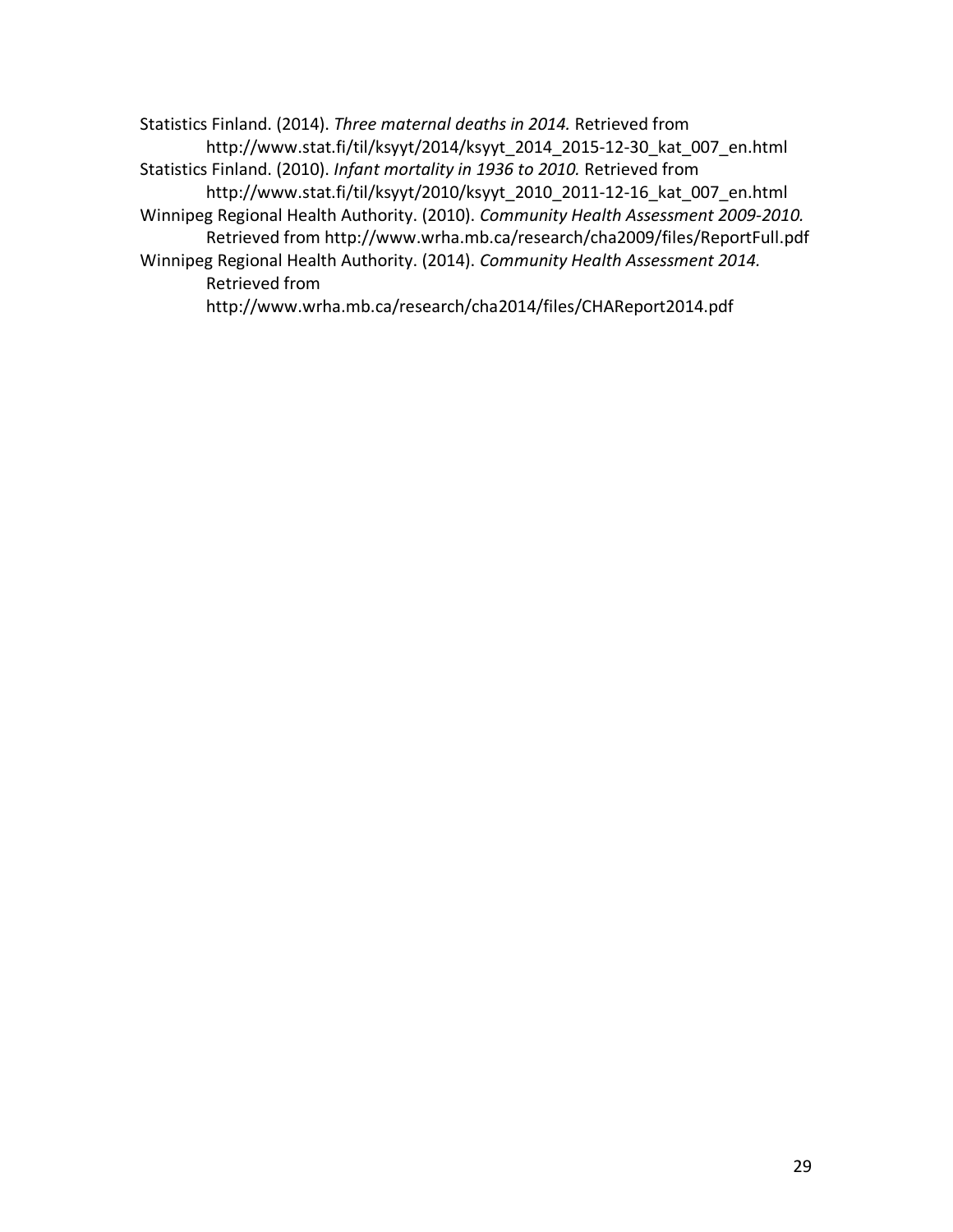Statistics Finland. (2014). *Three maternal deaths in 2014.* Retrieved from http://www.stat.fi/til/ksyyt/2014/ksyyt_2014_2015-12-30_kat_007_en.html

Statistics Finland. (2010). *Infant mortality in 1936 to 2010.* Retrieved from http://www.stat.fi/til/ksyyt/2010/ksyyt_2010_2011-12-16_kat_007_en.html

Winnipeg Regional Health Authority. (2010). *Community Health Assessment 2009-2010.* Retrieved from http://www.wrha.mb.ca/research/cha2009/files/ReportFull.pdf

Winnipeg Regional Health Authority. (2014). *Community Health Assessment 2014.* Retrieved from http://www.wrha.mb.ca/research/cha2014/files/CHAReport2014.pdf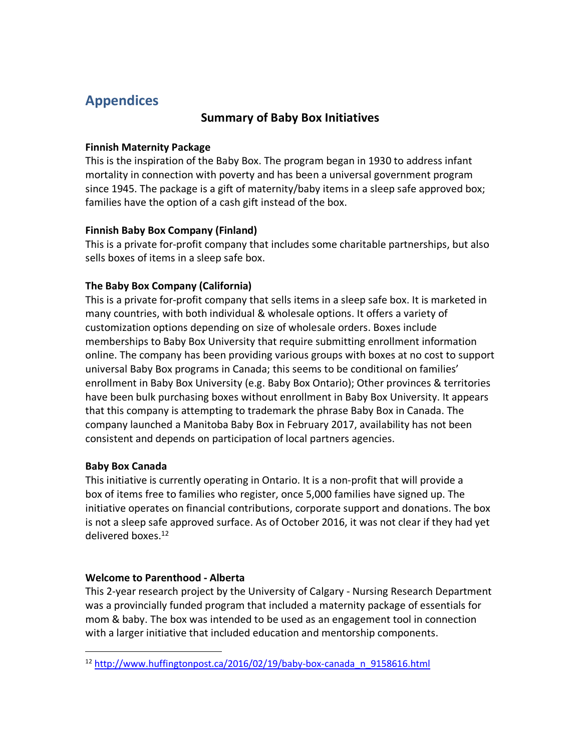# Appendices

## Summary of Baby Box Initiatives

**Finnish Maternity Package**
This is the inspiration of the Baby Box. The program began in 1930 to address infant mortality in connection with poverty and has been a universal government program since 1945. The package is a gift of maternity/baby items in a sleep safe approved box; families have the option of a cash gift instead of the box.

**Finnish Baby Box Company (Finland)**
This is a private for-profit company that includes some charitable partnerships, but also sells boxes of items in a sleep safe box.

**The Baby Box Company (California)**
This is a private for-profit company that sells items in a sleep safe box. It is marketed in many countries, with both individual & wholesale options. It offers a variety of customization options depending on size of wholesale orders. Boxes include memberships to Baby Box University that require submitting enrollment information online. The company has been providing various groups with boxes at no cost to support universal Baby Box programs in Canada; this seems to be conditional on families' enrollment in Baby Box University (e.g. Baby Box Ontario); Other provinces & territories have been bulk purchasing boxes without enrollment in Baby Box University. It appears that this company is attempting to trademark the phrase Baby Box in Canada. The company launched a Manitoba Baby Box in February 2017, availability has not been consistent and depends on participation of local partners agencies.

**Baby Box Canada**
This initiative is currently operating in Ontario. It is a non-profit that will provide a box of items free to families who register, once 5,000 families have signed up. The initiative operates on financial contributions, corporate support and donations. The box is not a sleep safe approved surface. As of October 2016, it was not clear if they had yet delivered boxes.[12]

**Welcome to Parenthood - Alberta**
This 2-year research project by the University of Calgary - Nursing Research Department was a provincially funded program that included a maternity package of essentials for mom & baby. The box was intended to be used as an engagement tool in connection with a larger initiative that included education and mentorship components.

---

[12] http://www.huffingtonpost.ca/2016/02/19/baby-box-canada_n_9158616.html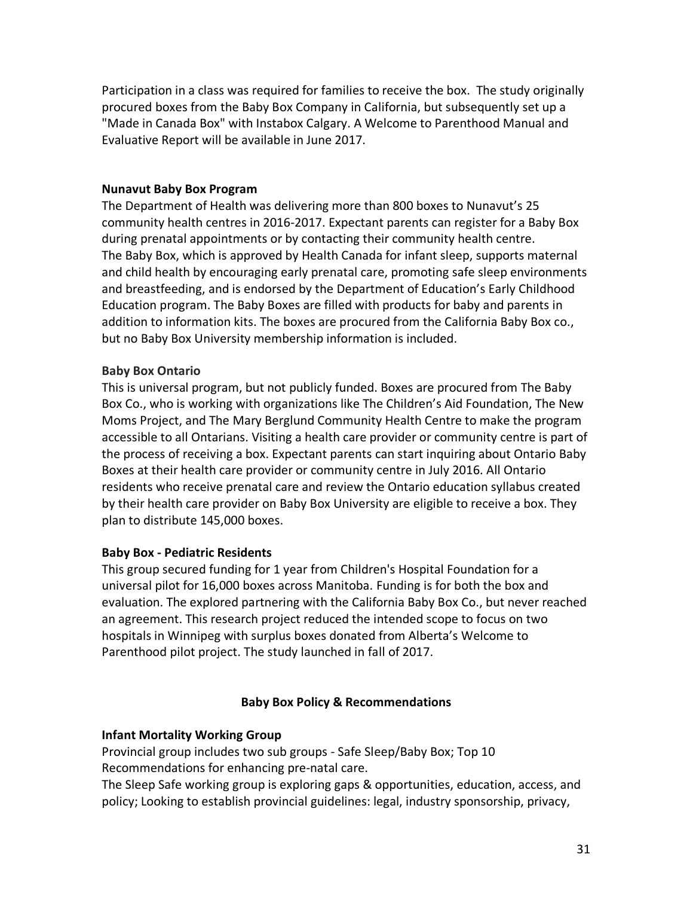Participation in a class was required for families to receive the box. The study originally procured boxes from the Baby Box Company in California, but subsequently set up a "Made in Canada Box" with Instabox Calgary. A Welcome to Parenthood Manual and Evaluative Report will be available in June 2017.

**Nunavut Baby Box Program**

The Department of Health was delivering more than 800 boxes to Nunavut's 25 community health centres in 2016-2017. Expectant parents can register for a Baby Box during prenatal appointments or by contacting their community health centre.
The Baby Box, which is approved by Health Canada for infant sleep, supports maternal and child health by encouraging early prenatal care, promoting safe sleep environments and breastfeeding, and is endorsed by the Department of Education's Early Childhood Education program. The Baby Boxes are filled with products for baby and parents in addition to information kits. The boxes are procured from the California Baby Box co., but no Baby Box University membership information is included.

**Baby Box Ontario**

This is universal program, but not publicly funded. Boxes are procured from The Baby Box Co., who is working with organizations like The Children's Aid Foundation, The New Moms Project, and The Mary Berglund Community Health Centre to make the program accessible to all Ontarians. Visiting a health care provider or community centre is part of the process of receiving a box. Expectant parents can start inquiring about Ontario Baby Boxes at their health care provider or community centre in July 2016. All Ontario residents who receive prenatal care and review the Ontario education syllabus created by their health care provider on Baby Box University are eligible to receive a box. They plan to distribute 145,000 boxes.

**Baby Box - Pediatric Residents**

This group secured funding for 1 year from Children's Hospital Foundation for a universal pilot for 16,000 boxes across Manitoba. Funding is for both the box and evaluation. The explored partnering with the California Baby Box Co., but never reached an agreement. This research project reduced the intended scope to focus on two hospitals in Winnipeg with surplus boxes donated from Alberta's Welcome to Parenthood pilot project. The study launched in fall of 2017.

## Baby Box Policy & Recommendations

**Infant Mortality Working Group**

Provincial group includes two sub groups - Safe Sleep/Baby Box; Top 10 Recommendations for enhancing pre-natal care.
The Sleep Safe working group is exploring gaps & opportunities, education, access, and policy; Looking to establish provincial guidelines: legal, industry sponsorship, privacy,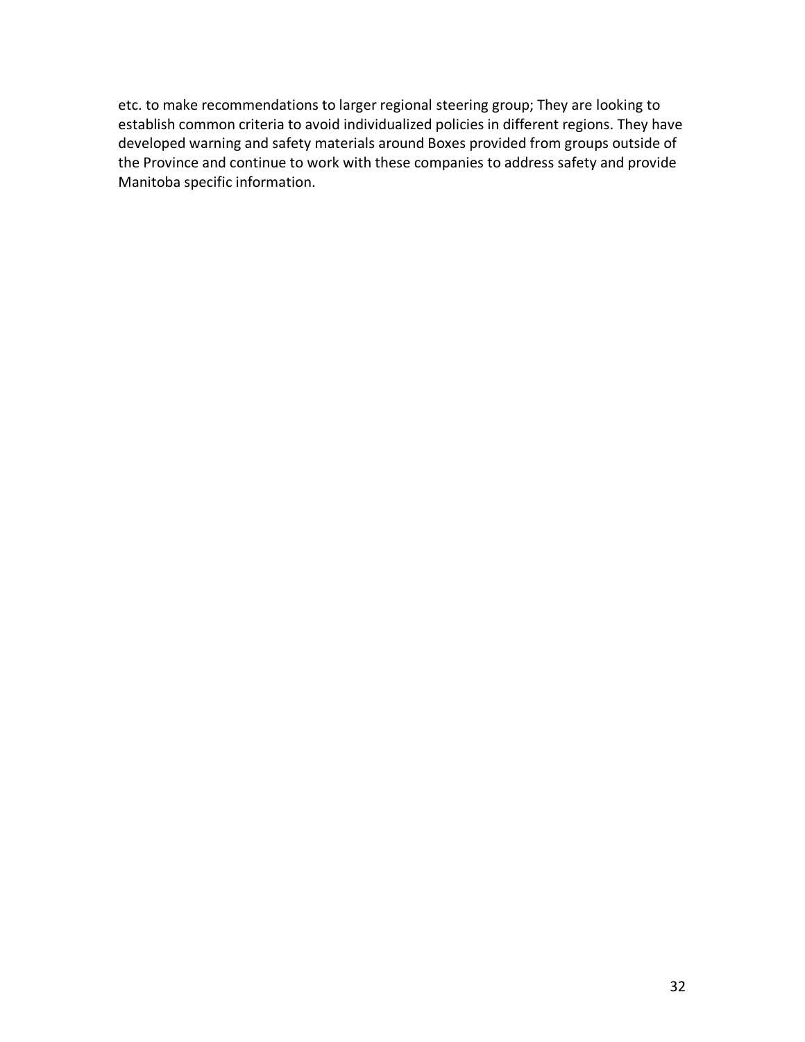etc. to make recommendations to larger regional steering group; They are looking to establish common criteria to avoid individualized policies in different regions. They have developed warning and safety materials around Boxes provided from groups outside of the Province and continue to work with these companies to address safety and provide Manitoba specific information.